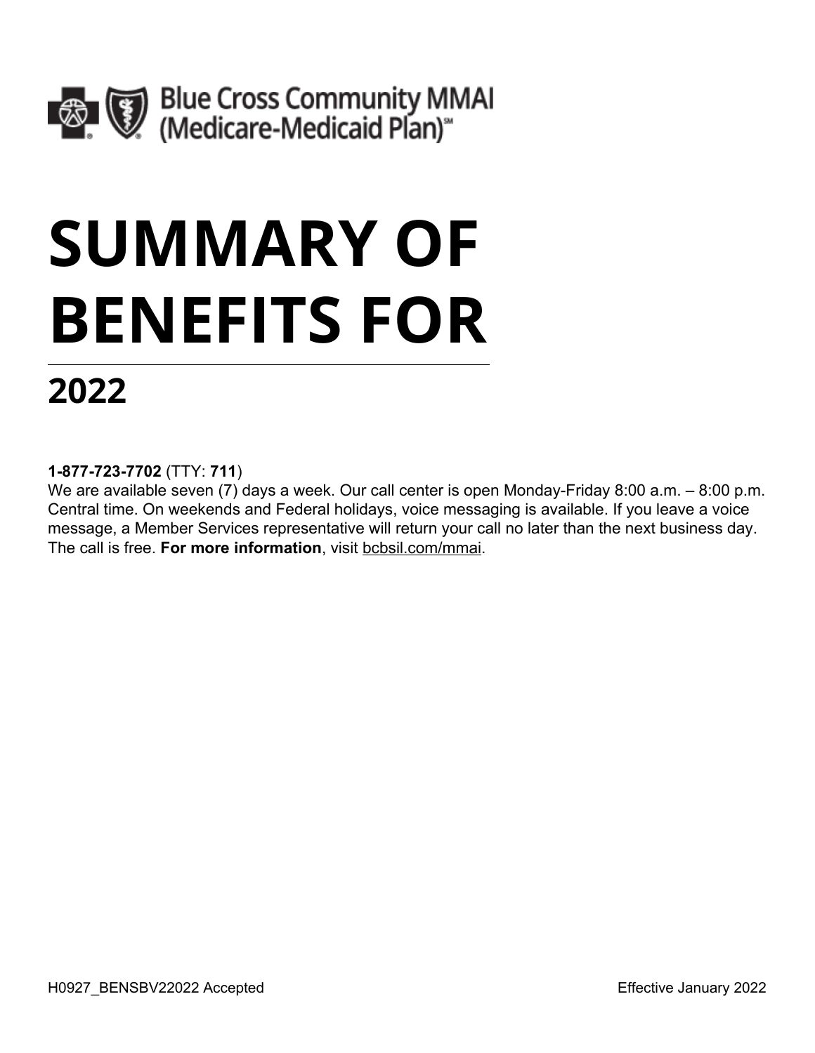Blue Cross Community MMAI (Medicare-Medicaid Plan)℠

# SUMMARY OF BENEFITS FOR

## 2022

**1-877-723-7702** (TTY: **711**)
We are available seven (7) days a week. Our call center is open Monday-Friday 8:00 a.m. – 8:00 p.m. Central time. On weekends and Federal holidays, voice messaging is available. If you leave a voice message, a Member Services representative will return your call no later than the next business day. The call is free. **For more information**, visit bcbsil.com/mmai.

H0927_BENSBV22022 Accepted

Effective January 2022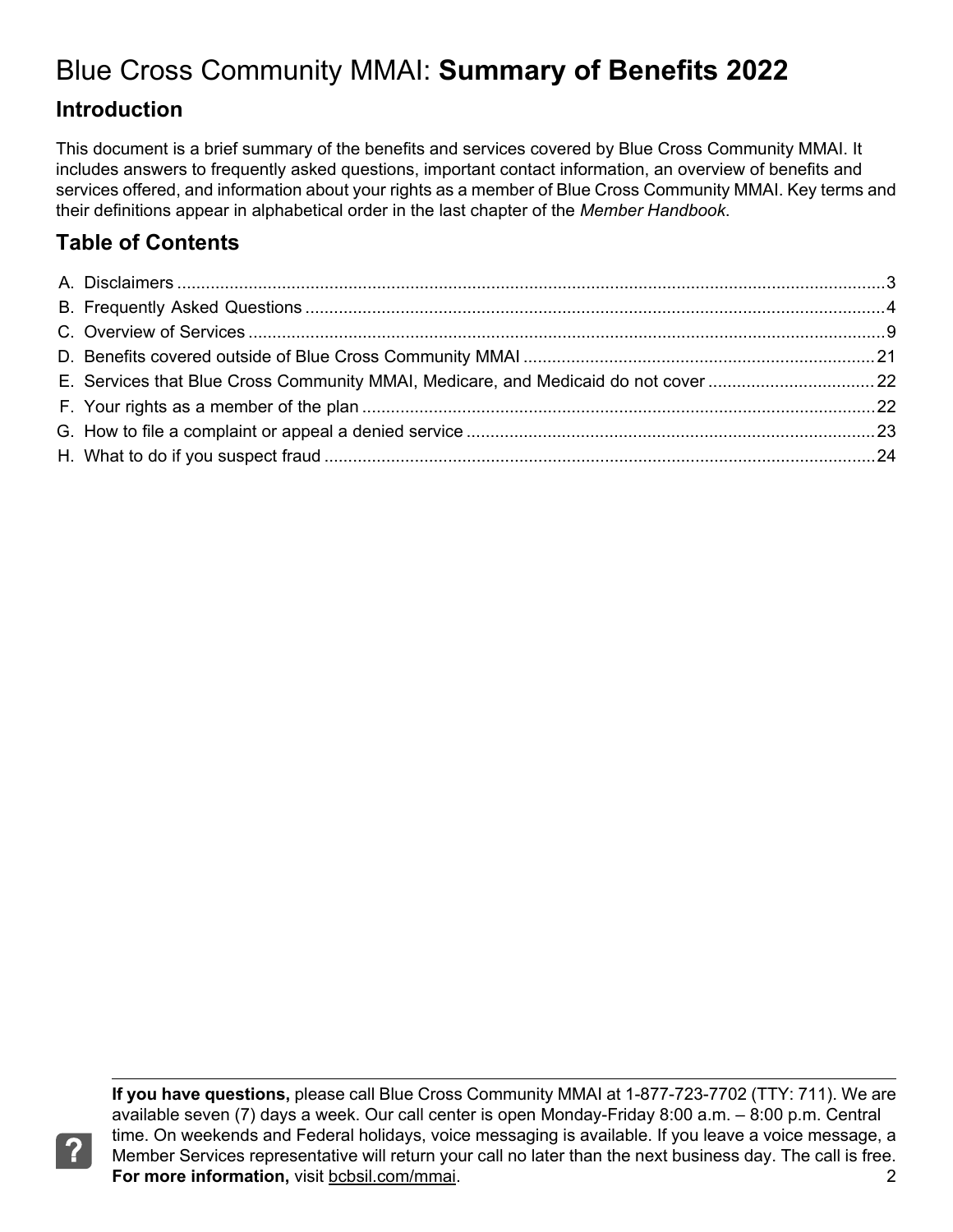# Blue Cross Community MMAI: **Summary of Benefits 2022**

## Introduction

This document is a brief summary of the benefits and services covered by Blue Cross Community MMAI. It includes answers to frequently asked questions, important contact information, an overview of benefits and services offered, and information about your rights as a member of Blue Cross Community MMAI. Key terms and their definitions appear in alphabetical order in the last chapter of the *Member Handbook*.

## Table of Contents

A. Disclaimers ..... 3
B. Frequently Asked Questions ..... 4
C. Overview of Services ..... 9
D. Benefits covered outside of Blue Cross Community MMAI ..... 21
E. Services that Blue Cross Community MMAI, Medicare, and Medicaid do not cover ..... 22
F. Your rights as a member of the plan ..... 22
G. How to file a complaint or appeal a denied service ..... 23
H. What to do if you suspect fraud ..... 24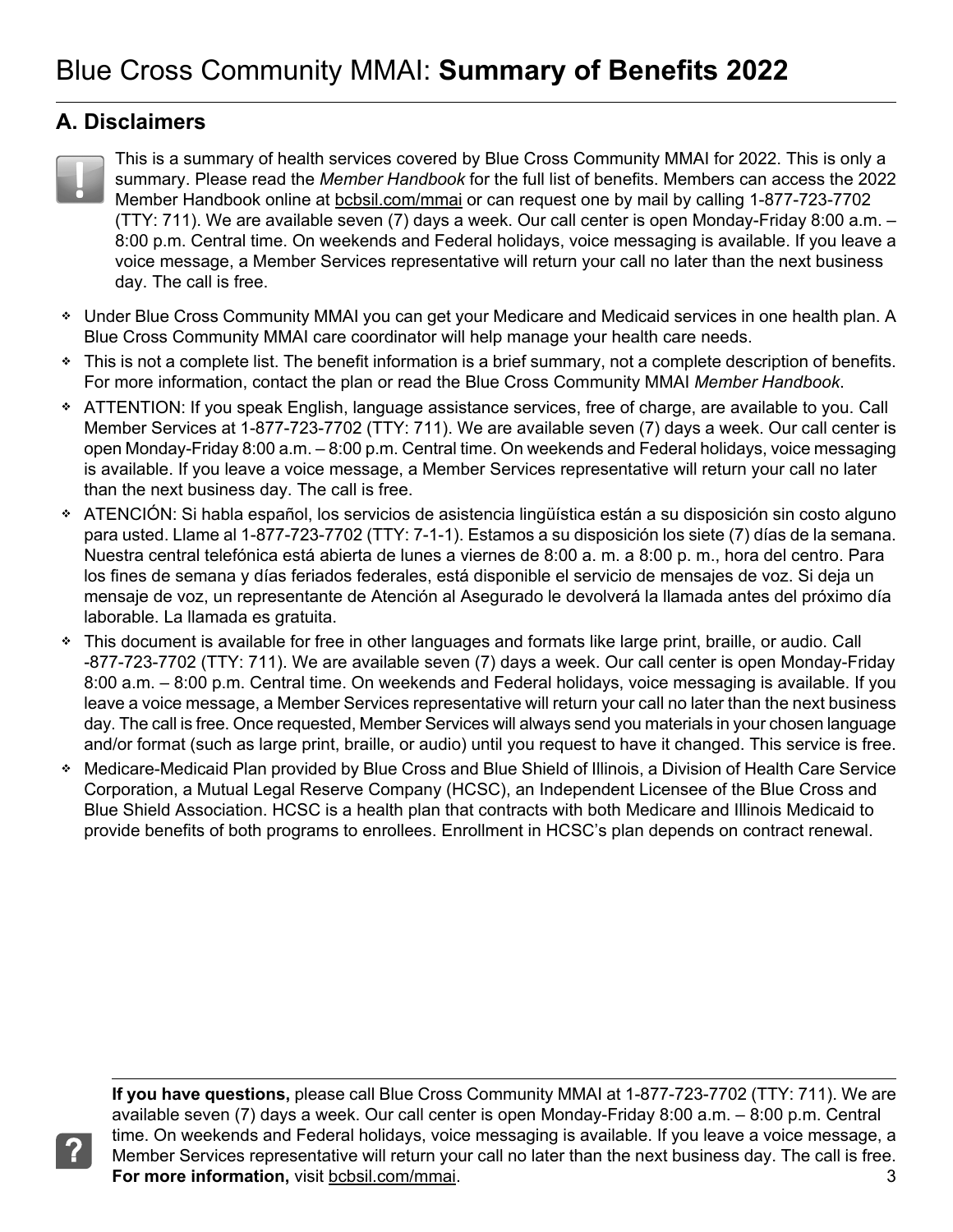## A. Disclaimers

This is a summary of health services covered by Blue Cross Community MMAI for 2022. This is only a summary. Please read the *Member Handbook* for the full list of benefits. Members can access the 2022 Member Handbook online at bcbsil.com/mmai or can request one by mail by calling 1-877-723-7702 (TTY: 711). We are available seven (7) days a week. Our call center is open Monday-Friday 8:00 a.m. – 8:00 p.m. Central time. On weekends and Federal holidays, voice messaging is available. If you leave a voice message, a Member Services representative will return your call no later than the next business day. The call is free.

- Under Blue Cross Community MMAI you can get your Medicare and Medicaid services in one health plan. A Blue Cross Community MMAI care coordinator will help manage your health care needs.
- This is not a complete list. The benefit information is a brief summary, not a complete description of benefits. For more information, contact the plan or read the Blue Cross Community MMAI *Member Handbook*.
- ATTENTION: If you speak English, language assistance services, free of charge, are available to you. Call Member Services at 1-877-723-7702 (TTY: 711). We are available seven (7) days a week. Our call center is open Monday-Friday 8:00 a.m. – 8:00 p.m. Central time. On weekends and Federal holidays, voice messaging is available. If you leave a voice message, a Member Services representative will return your call no later than the next business day. The call is free.
- ATENCIÓN: Si habla español, los servicios de asistencia lingüística están a su disposición sin costo alguno para usted. Llame al 1-877-723-7702 (TTY: 7-1-1). Estamos a su disposición los siete (7) días de la semana. Nuestra central telefónica está abierta de lunes a viernes de 8:00 a. m. a 8:00 p. m., hora del centro. Para los fines de semana y días feriados federales, está disponible el servicio de mensajes de voz. Si deja un mensaje de voz, un representante de Atención al Asegurado le devolverá la llamada antes del próximo día laborable. La llamada es gratuita.
- This document is available for free in other languages and formats like large print, braille, or audio. Call -877-723-7702 (TTY: 711). We are available seven (7) days a week. Our call center is open Monday-Friday 8:00 a.m. – 8:00 p.m. Central time. On weekends and Federal holidays, voice messaging is available. If you leave a voice message, a Member Services representative will return your call no later than the next business day. The call is free. Once requested, Member Services will always send you materials in your chosen language and/or format (such as large print, braille, or audio) until you request to have it changed. This service is free.
- Medicare-Medicaid Plan provided by Blue Cross and Blue Shield of Illinois, a Division of Health Care Service Corporation, a Mutual Legal Reserve Company (HCSC), an Independent Licensee of the Blue Cross and Blue Shield Association. HCSC is a health plan that contracts with both Medicare and Illinois Medicaid to provide benefits of both programs to enrollees. Enrollment in HCSC's plan depends on contract renewal.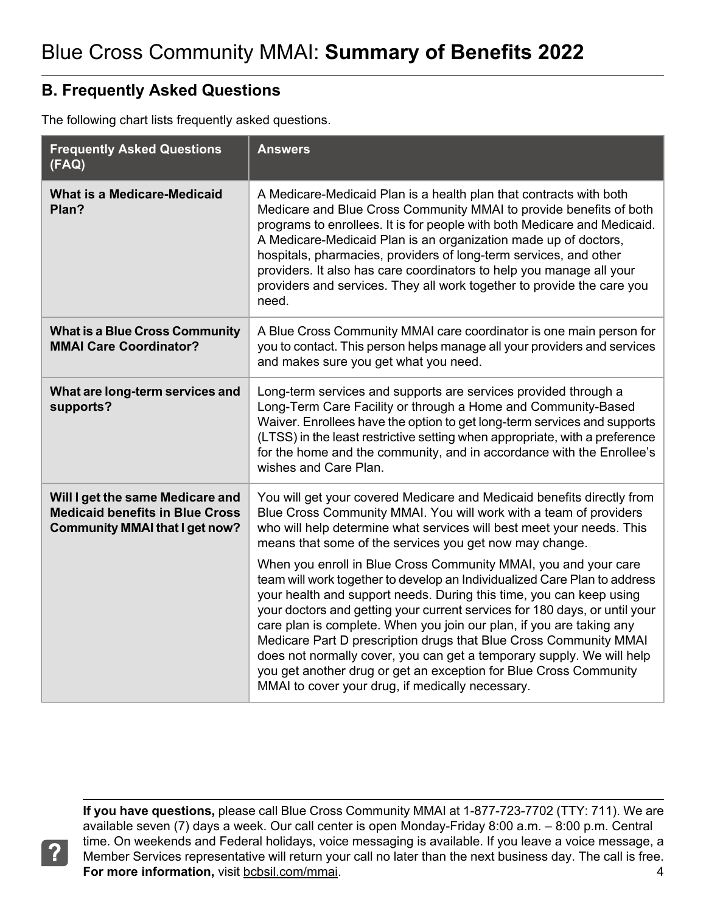## B. Frequently Asked Questions

The following chart lists frequently asked questions.

| Frequently Asked Questions (FAQ) | Answers |
|---|---|
| **What is a Medicare-Medicaid Plan?** | A Medicare-Medicaid Plan is a health plan that contracts with both Medicare and Blue Cross Community MMAI to provide benefits of both programs to enrollees. It is for people with both Medicare and Medicaid. A Medicare-Medicaid Plan is an organization made up of doctors, hospitals, pharmacies, providers of long-term services, and other providers. It also has care coordinators to help you manage all your providers and services. They all work together to provide the care you need. |
| **What is a Blue Cross Community MMAI Care Coordinator?** | A Blue Cross Community MMAI care coordinator is one main person for you to contact. This person helps manage all your providers and services and makes sure you get what you need. |
| **What are long-term services and supports?** | Long-term services and supports are services provided through a Long-Term Care Facility or through a Home and Community-Based Waiver. Enrollees have the option to get long-term services and supports (LTSS) in the least restrictive setting when appropriate, with a preference for the home and the community, and in accordance with the Enrollee's wishes and Care Plan. |
| **Will I get the same Medicare and Medicaid benefits in Blue Cross Community MMAI that I get now?** | You will get your covered Medicare and Medicaid benefits directly from Blue Cross Community MMAI. You will work with a team of providers who will help determine what services will best meet your needs. This means that some of the services you get now may change.<br><br>When you enroll in Blue Cross Community MMAI, you and your care team will work together to develop an Individualized Care Plan to address your health and support needs. During this time, you can keep using your doctors and getting your current services for 180 days, or until your care plan is complete. When you join our plan, if you are taking any Medicare Part D prescription drugs that Blue Cross Community MMAI does not normally cover, you can get a temporary supply. We will help you get another drug or get an exception for Blue Cross Community MMAI to cover your drug, if medically necessary. |

**If you have questions,** please call Blue Cross Community MMAI at 1-877-723-7702 (TTY: 711). We are available seven (7) days a week. Our call center is open Monday-Friday 8:00 a.m. – 8:00 p.m. Central time. On weekends and Federal holidays, voice messaging is available. If you leave a voice message, a Member Services representative will return your call no later than the next business day. The call is free. **For more information,** visit bcbsil.com/mmai.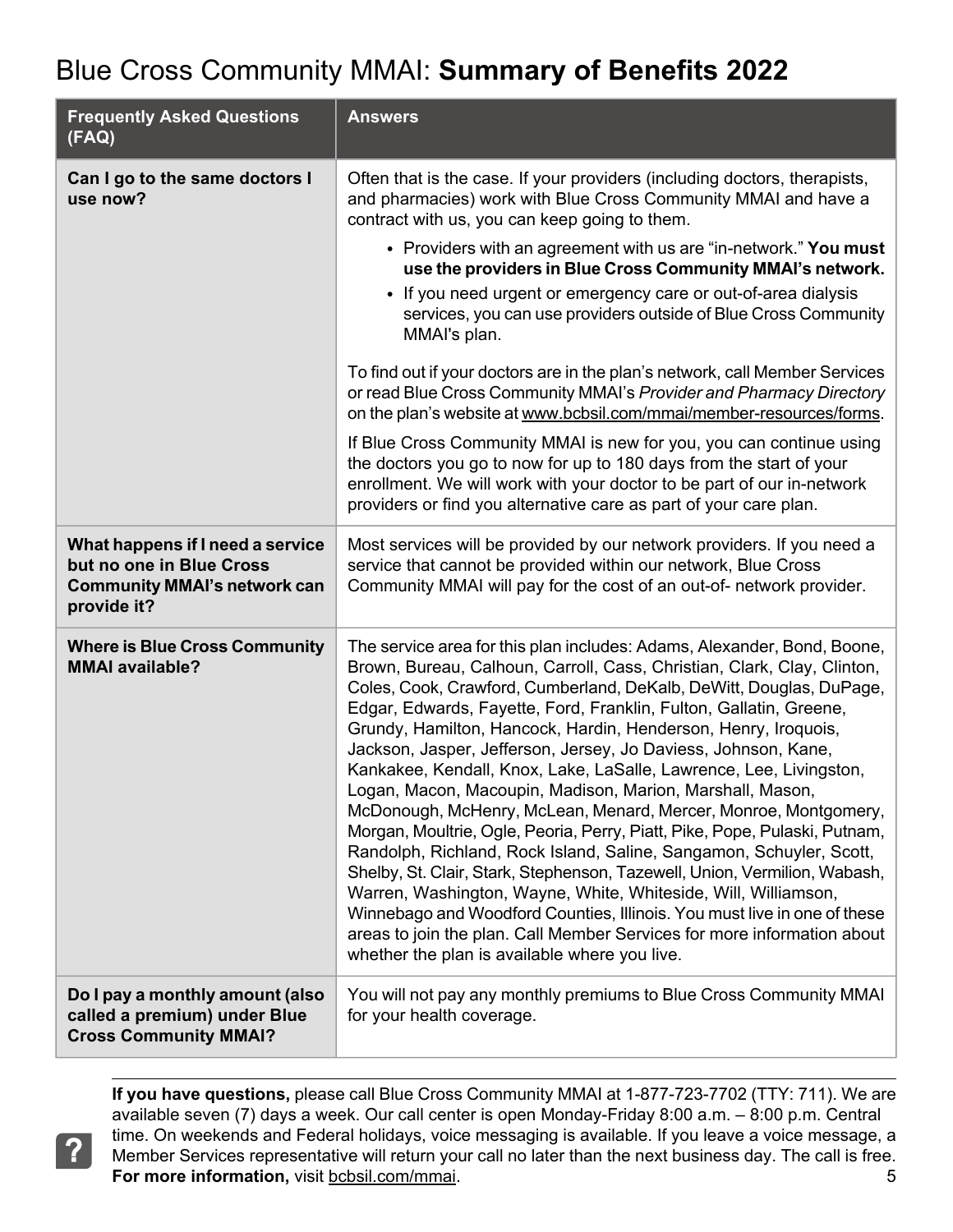# Blue Cross Community MMAI: **Summary of Benefits 2022**

| Frequently Asked Questions (FAQ) | Answers |
| --- | --- |
| **Can I go to the same doctors I use now?** | Often that is the case. If your providers (including doctors, therapists, and pharmacies) work with Blue Cross Community MMAI and have a contract with us, you can keep going to them.<br>• Providers with an agreement with us are "in-network." **You must use the providers in Blue Cross Community MMAI's network.**<br>• If you need urgent or emergency care or out-of-area dialysis services, you can use providers outside of Blue Cross Community MMAI's plan.<br><br>To find out if your doctors are in the plan's network, call Member Services or read Blue Cross Community MMAI's *Provider and Pharmacy Directory* on the plan's website at www.bcbsil.com/mmai/member-resources/forms.<br><br>If Blue Cross Community MMAI is new for you, you can continue using the doctors you go to now for up to 180 days from the start of your enrollment. We will work with your doctor to be part of our in-network providers or find you alternative care as part of your care plan. |
| **What happens if I need a service but no one in Blue Cross Community MMAI's network can provide it?** | Most services will be provided by our network providers. If you need a service that cannot be provided within our network, Blue Cross Community MMAI will pay for the cost of an out-of- network provider. |
| **Where is Blue Cross Community MMAI available?** | The service area for this plan includes: Adams, Alexander, Bond, Boone, Brown, Bureau, Calhoun, Carroll, Cass, Christian, Clark, Clay, Clinton, Coles, Cook, Crawford, Cumberland, DeKalb, DeWitt, Douglas, DuPage, Edgar, Edwards, Fayette, Ford, Franklin, Fulton, Gallatin, Greene, Grundy, Hamilton, Hancock, Hardin, Henderson, Henry, Iroquois, Jackson, Jasper, Jefferson, Jersey, Jo Daviess, Johnson, Kane, Kankakee, Kendall, Knox, Lake, LaSalle, Lawrence, Lee, Livingston, Logan, Macon, Macoupin, Madison, Marion, Marshall, Mason, McDonough, McHenry, McLean, Menard, Mercer, Monroe, Montgomery, Morgan, Moultrie, Ogle, Peoria, Perry, Piatt, Pike, Pope, Pulaski, Putnam, Randolph, Richland, Rock Island, Saline, Sangamon, Schuyler, Scott, Shelby, St. Clair, Stark, Stephenson, Tazewell, Union, Vermilion, Wabash, Warren, Washington, Wayne, White, Whiteside, Will, Williamson, Winnebago and Woodford Counties, Illinois. You must live in one of these areas to join the plan. Call Member Services for more information about whether the plan is available where you live. |
| **Do I pay a monthly amount (also called a premium) under Blue Cross Community MMAI?** | You will not pay any monthly premiums to Blue Cross Community MMAI for your health coverage. |

**If you have questions,** please call Blue Cross Community MMAI at 1-877-723-7702 (TTY: 711). We are available seven (7) days a week. Our call center is open Monday-Friday 8:00 a.m. – 8:00 p.m. Central time. On weekends and Federal holidays, voice messaging is available. If you leave a voice message, a Member Services representative will return your call no later than the next business day. The call is free. **For more information,** visit bcbsil.com/mmai.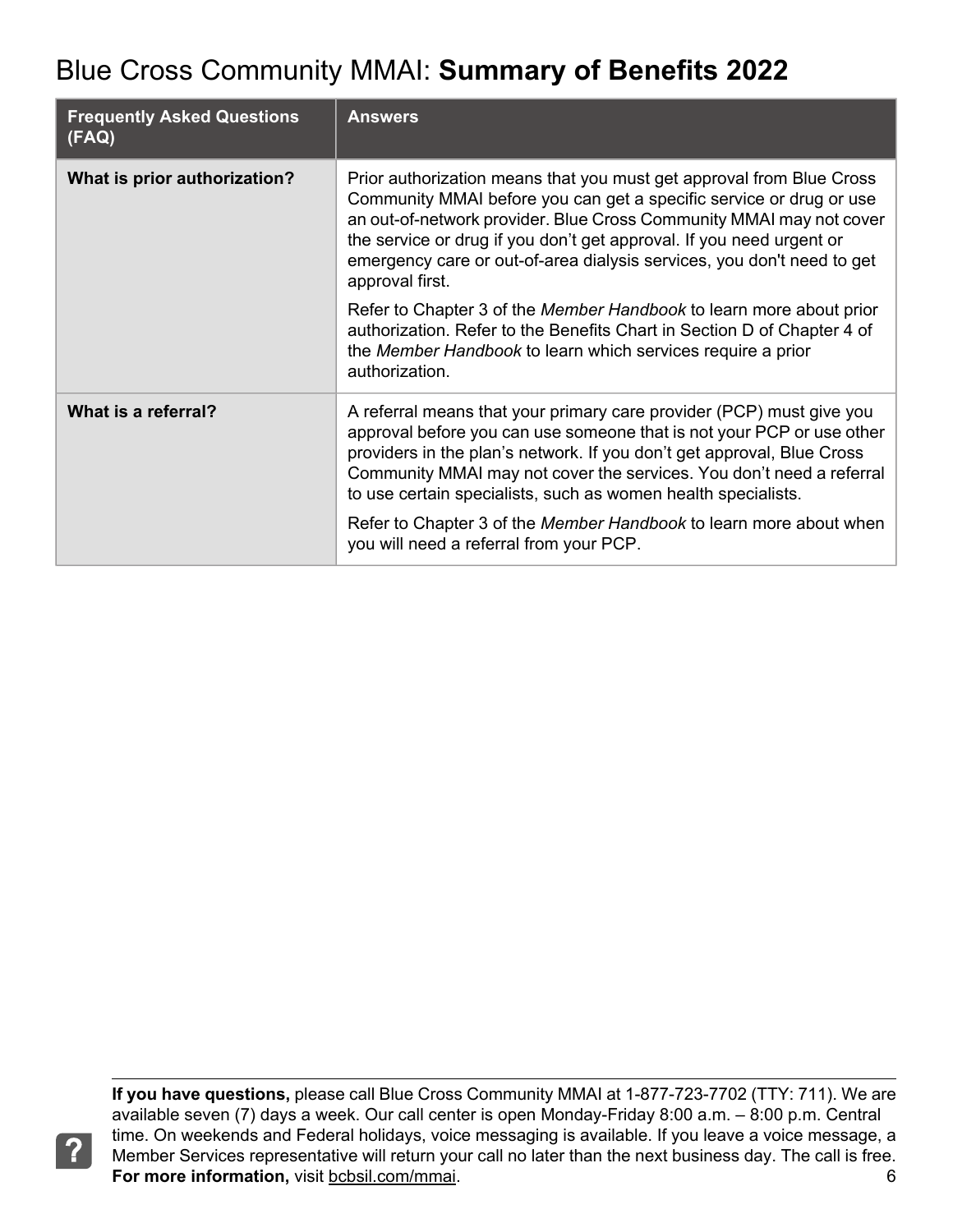| Frequently Asked Questions (FAQ) | Answers |
|---|---|
| **What is prior authorization?** | Prior authorization means that you must get approval from Blue Cross Community MMAI before you can get a specific service or drug or use an out-of-network provider. Blue Cross Community MMAI may not cover the service or drug if you don't get approval. If you need urgent or emergency care or out-of-area dialysis services, you don't need to get approval first.<br><br>Refer to Chapter 3 of the *Member Handbook* to learn more about prior authorization. Refer to the Benefits Chart in Section D of Chapter 4 of the *Member Handbook* to learn which services require a prior authorization. |
| **What is a referral?** | A referral means that your primary care provider (PCP) must give you approval before you can use someone that is not your PCP or use other providers in the plan's network. If you don't get approval, Blue Cross Community MMAI may not cover the services. You don't need a referral to use certain specialists, such as women health specialists.<br><br>Refer to Chapter 3 of the *Member Handbook* to learn more about when you will need a referral from your PCP. |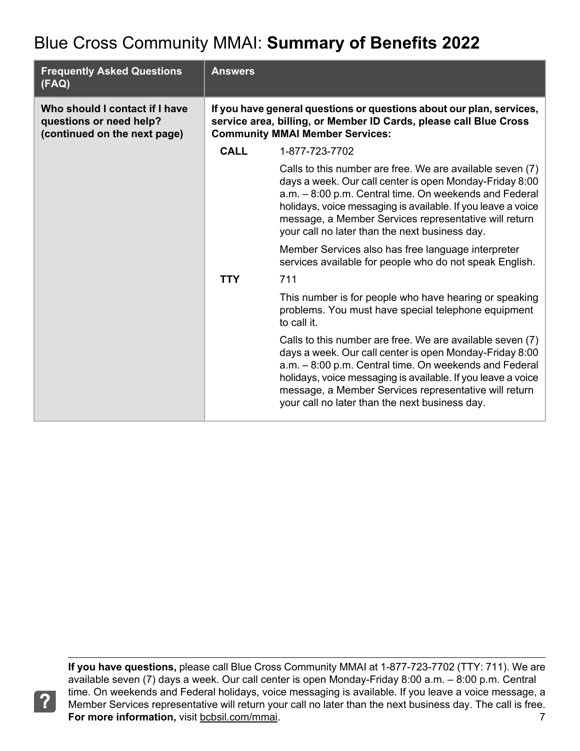# Blue Cross Community MMAI: **Summary of Benefits 2022**

| Frequently Asked Questions (FAQ) | Answers |
|---|---|
| **Who should I contact if I have questions or need help? (continued on the next page)** | **If you have general questions or questions about our plan, services, service area, billing, or Member ID Cards, please call Blue Cross Community MMAI Member Services:**<br><br>**CALL** 1-877-723-7702<br><br>Calls to this number are free. We are available seven (7) days a week. Our call center is open Monday-Friday 8:00 a.m. – 8:00 p.m. Central time. On weekends and Federal holidays, voice messaging is available. If you leave a voice message, a Member Services representative will return your call no later than the next business day.<br><br>Member Services also has free language interpreter services available for people who do not speak English.<br><br>**TTY** 711<br><br>This number is for people who have hearing or speaking problems. You must have special telephone equipment to call it.<br><br>Calls to this number are free. We are available seven (7) days a week. Our call center is open Monday-Friday 8:00 a.m. – 8:00 p.m. Central time. On weekends and Federal holidays, voice messaging is available. If you leave a voice message, a Member Services representative will return your call no later than the next business day. |

**If you have questions,** please call Blue Cross Community MMAI at 1-877-723-7702 (TTY: 711). We are available seven (7) days a week. Our call center is open Monday-Friday 8:00 a.m. – 8:00 p.m. Central time. On weekends and Federal holidays, voice messaging is available. If you leave a voice message, a Member Services representative will return your call no later than the next business day. The call is free. **For more information,** visit bcbsil.com/mmai.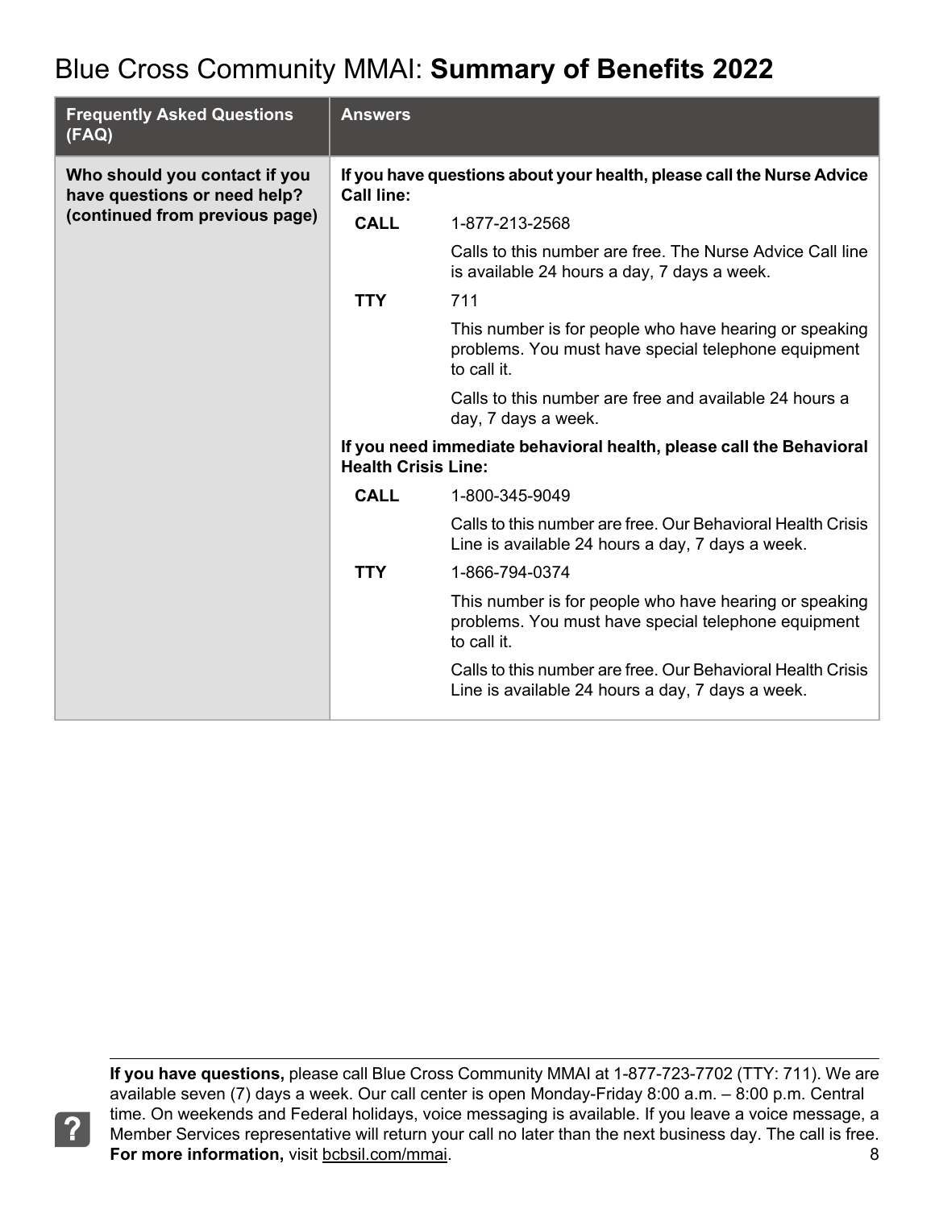# Blue Cross Community MMAI: **Summary of Benefits 2022**

| Frequently Asked Questions (FAQ) | Answers |
|---|---|
| **Who should you contact if you have questions or need help? (continued from previous page)** | **If you have questions about your health, please call the Nurse Advice Call line:**<br>**CALL** 1-877-213-2568<br>Calls to this number are free. The Nurse Advice Call line is available 24 hours a day, 7 days a week.<br>**TTY** 711<br>This number is for people who have hearing or speaking problems. You must have special telephone equipment to call it.<br>Calls to this number are free and available 24 hours a day, 7 days a week.<br>**If you need immediate behavioral health, please call the Behavioral Health Crisis Line:**<br>**CALL** 1-800-345-9049<br>Calls to this number are free. Our Behavioral Health Crisis Line is available 24 hours a day, 7 days a week.<br>**TTY** 1-866-794-0374<br>This number is for people who have hearing or speaking problems. You must have special telephone equipment to call it.<br>Calls to this number are free. Our Behavioral Health Crisis Line is available 24 hours a day, 7 days a week. |

**If you have questions,** please call Blue Cross Community MMAI at 1-877-723-7702 (TTY: 711). We are available seven (7) days a week. Our call center is open Monday-Friday 8:00 a.m. – 8:00 p.m. Central time. On weekends and Federal holidays, voice messaging is available. If you leave a voice message, a Member Services representative will return your call no later than the next business day. The call is free. **For more information,** visit bcbsil.com/mmai.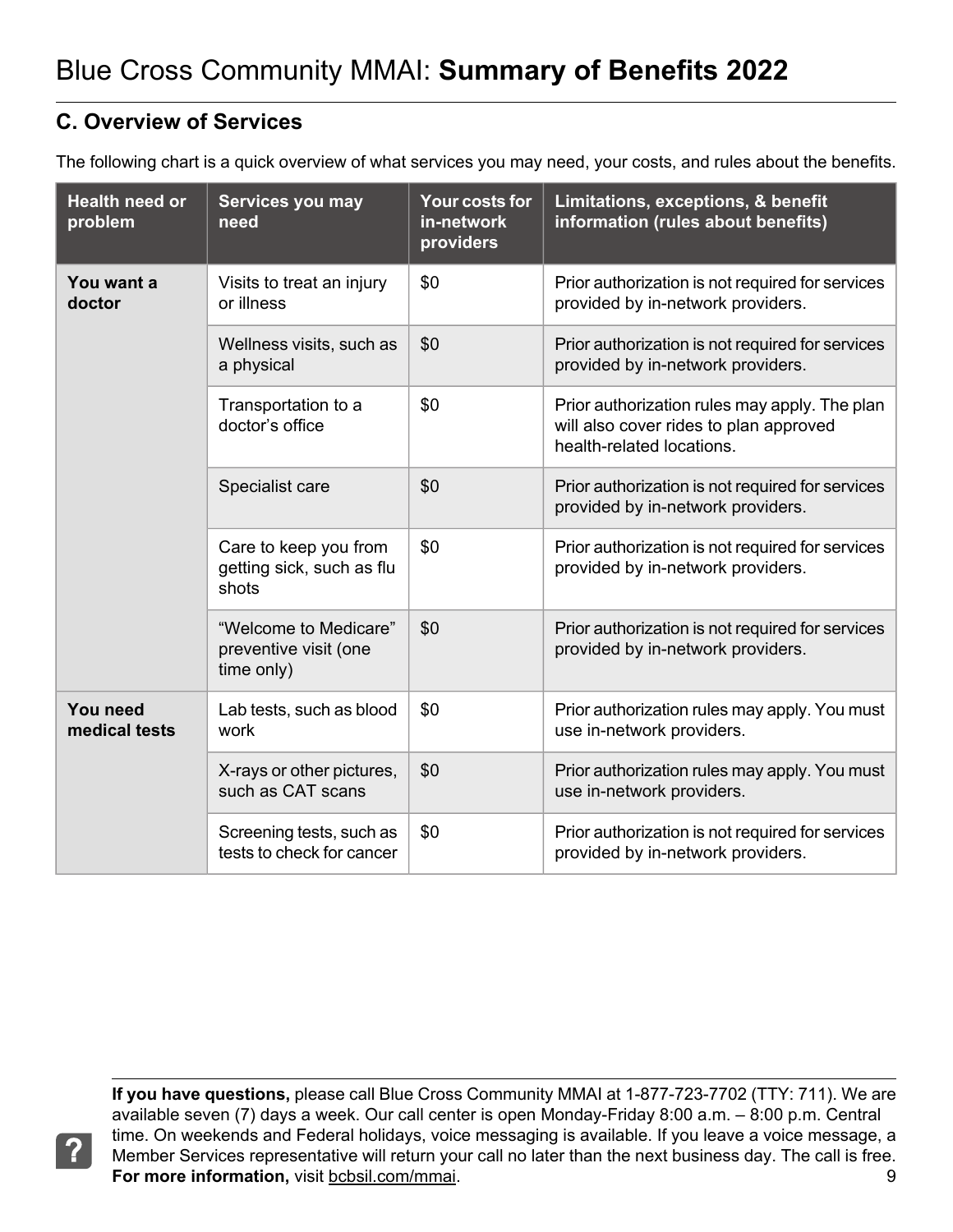## C. Overview of Services

The following chart is a quick overview of what services you may need, your costs, and rules about the benefits.

| Health need or problem | Services you may need | Your costs for in-network providers | Limitations, exceptions, & benefit information (rules about benefits) |
|---|---|---|---|
| **You want a doctor** | Visits to treat an injury or illness | $0 | Prior authorization is not required for services provided by in-network providers. |
| | Wellness visits, such as a physical | $0 | Prior authorization is not required for services provided by in-network providers. |
| | Transportation to a doctor's office | $0 | Prior authorization rules may apply. The plan will also cover rides to plan approved health-related locations. |
| | Specialist care | $0 | Prior authorization is not required for services provided by in-network providers. |
| | Care to keep you from getting sick, such as flu shots | $0 | Prior authorization is not required for services provided by in-network providers. |
| | "Welcome to Medicare" preventive visit (one time only) | $0 | Prior authorization is not required for services provided by in-network providers. |
| **You need medical tests** | Lab tests, such as blood work | $0 | Prior authorization rules may apply. You must use in-network providers. |
| | X-rays or other pictures, such as CAT scans | $0 | Prior authorization rules may apply. You must use in-network providers. |
| | Screening tests, such as tests to check for cancer | $0 | Prior authorization is not required for services provided by in-network providers. |

**If you have questions,** please call Blue Cross Community MMAI at 1-877-723-7702 (TTY: 711). We are available seven (7) days a week. Our call center is open Monday-Friday 8:00 a.m. – 8:00 p.m. Central time. On weekends and Federal holidays, voice messaging is available. If you leave a voice message, a Member Services representative will return your call no later than the next business day. The call is free. **For more information,** visit bcbsil.com/mmai.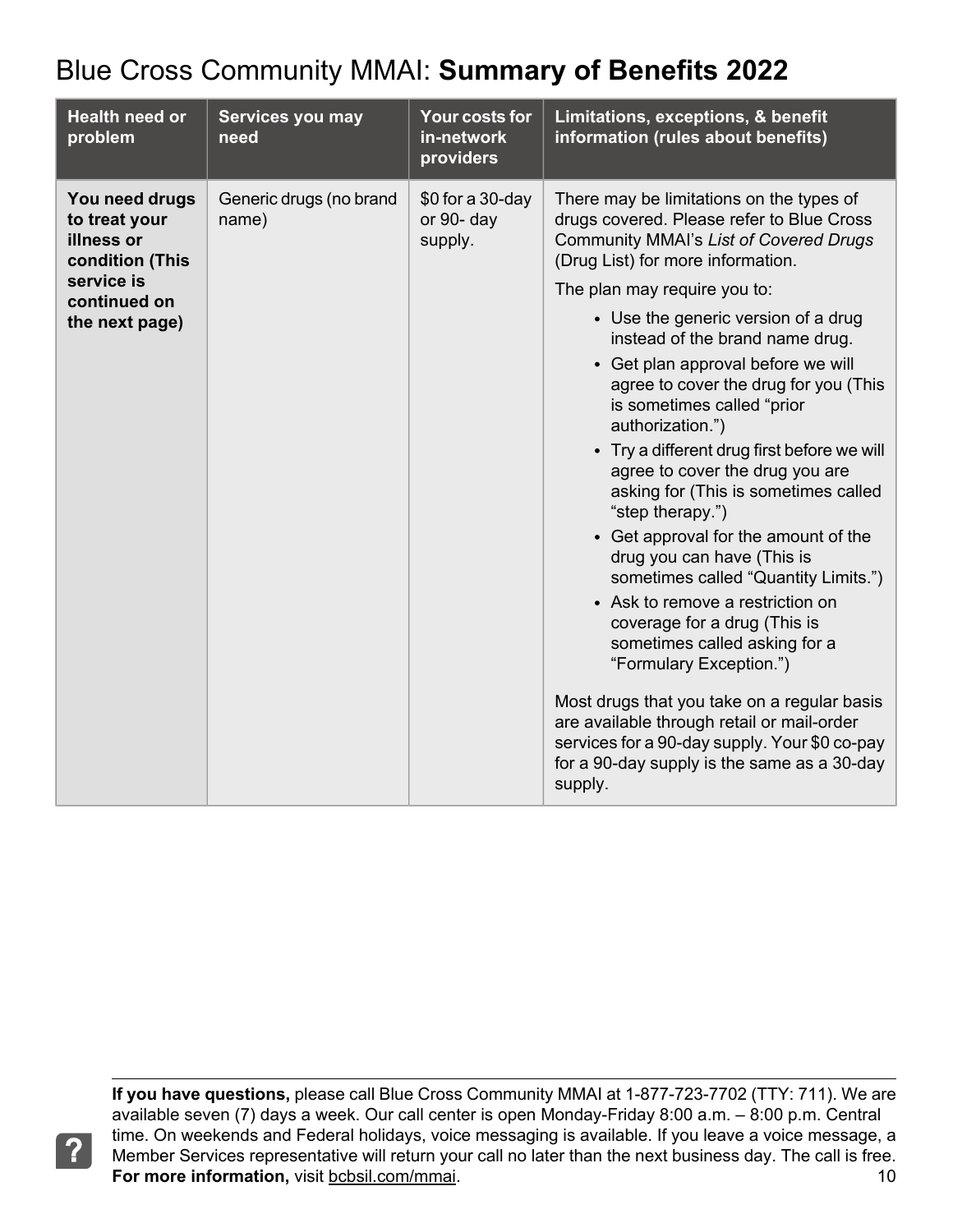# Blue Cross Community MMAI: **Summary of Benefits 2022**

| Health need or problem | Services you may need | Your costs for in-network providers | Limitations, exceptions, & benefit information (rules about benefits) |
|---|---|---|---|
| **You need drugs to treat your illness or condition (This service is continued on the next page)** | Generic drugs (no brand name) | $0 for a 30-day or 90- day supply. | There may be limitations on the types of drugs covered. Please refer to Blue Cross Community MMAI's *List of Covered Drugs* (Drug List) for more information.<br><br>The plan may require you to:<br>• Use the generic version of a drug instead of the brand name drug.<br>• Get plan approval before we will agree to cover the drug for you (This is sometimes called "prior authorization.")<br>• Try a different drug first before we will agree to cover the drug you are asking for (This is sometimes called "step therapy.")<br>• Get approval for the amount of the drug you can have (This is sometimes called "Quantity Limits.")<br>• Ask to remove a restriction on coverage for a drug (This is sometimes called asking for a "Formulary Exception.")<br><br>Most drugs that you take on a regular basis are available through retail or mail-order services for a 90-day supply. Your $0 co-pay for a 90-day supply is the same as a 30-day supply. |

**If you have questions,** please call Blue Cross Community MMAI at 1-877-723-7702 (TTY: 711). We are available seven (7) days a week. Our call center is open Monday-Friday 8:00 a.m. – 8:00 p.m. Central time. On weekends and Federal holidays, voice messaging is available. If you leave a voice message, a Member Services representative will return your call no later than the next business day. The call is free. **For more information,** visit bcbsil.com/mmai.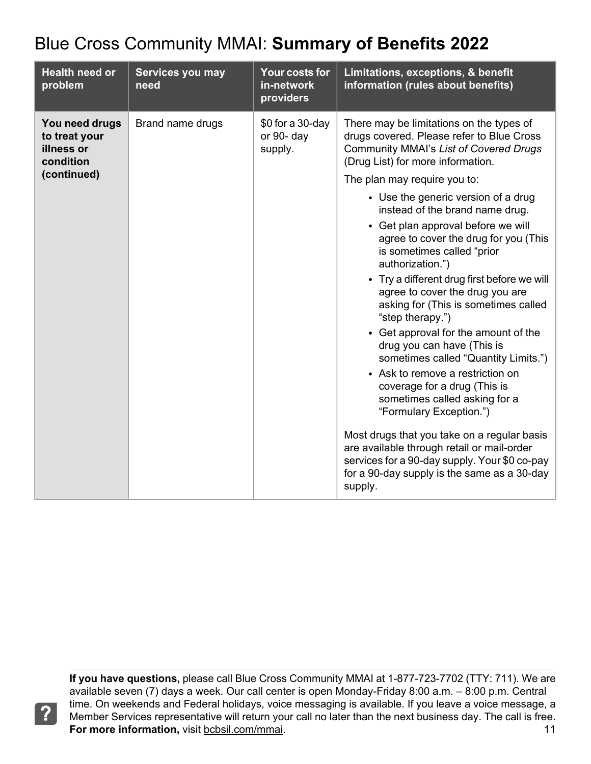# Blue Cross Community MMAI: **Summary of Benefits 2022**

| Health need or problem | Services you may need | Your costs for in-network providers | Limitations, exceptions, & benefit information (rules about benefits) |
|---|---|---|---|
| **You need drugs to treat your illness or condition (continued)** | Brand name drugs | $0 for a 30-day or 90- day supply. | There may be limitations on the types of drugs covered. Please refer to Blue Cross Community MMAI's *List of Covered Drugs* (Drug List) for more information.<br><br>The plan may require you to:<br><br>• Use the generic version of a drug instead of the brand name drug.<br>• Get plan approval before we will agree to cover the drug for you (This is sometimes called "prior authorization.")<br>• Try a different drug first before we will agree to cover the drug you are asking for (This is sometimes called "step therapy.")<br>• Get approval for the amount of the drug you can have (This is sometimes called "Quantity Limits.")<br>• Ask to remove a restriction on coverage for a drug (This is sometimes called asking for a "Formulary Exception.")<br><br>Most drugs that you take on a regular basis are available through retail or mail-order services for a 90-day supply. Your $0 co-pay for a 90-day supply is the same as a 30-day supply. |

**If you have questions,** please call Blue Cross Community MMAI at 1-877-723-7702 (TTY: 711). We are available seven (7) days a week. Our call center is open Monday-Friday 8:00 a.m. – 8:00 p.m. Central time. On weekends and Federal holidays, voice messaging is available. If you leave a voice message, a Member Services representative will return your call no later than the next business day. The call is free. **For more information,** visit bcbsil.com/mmai.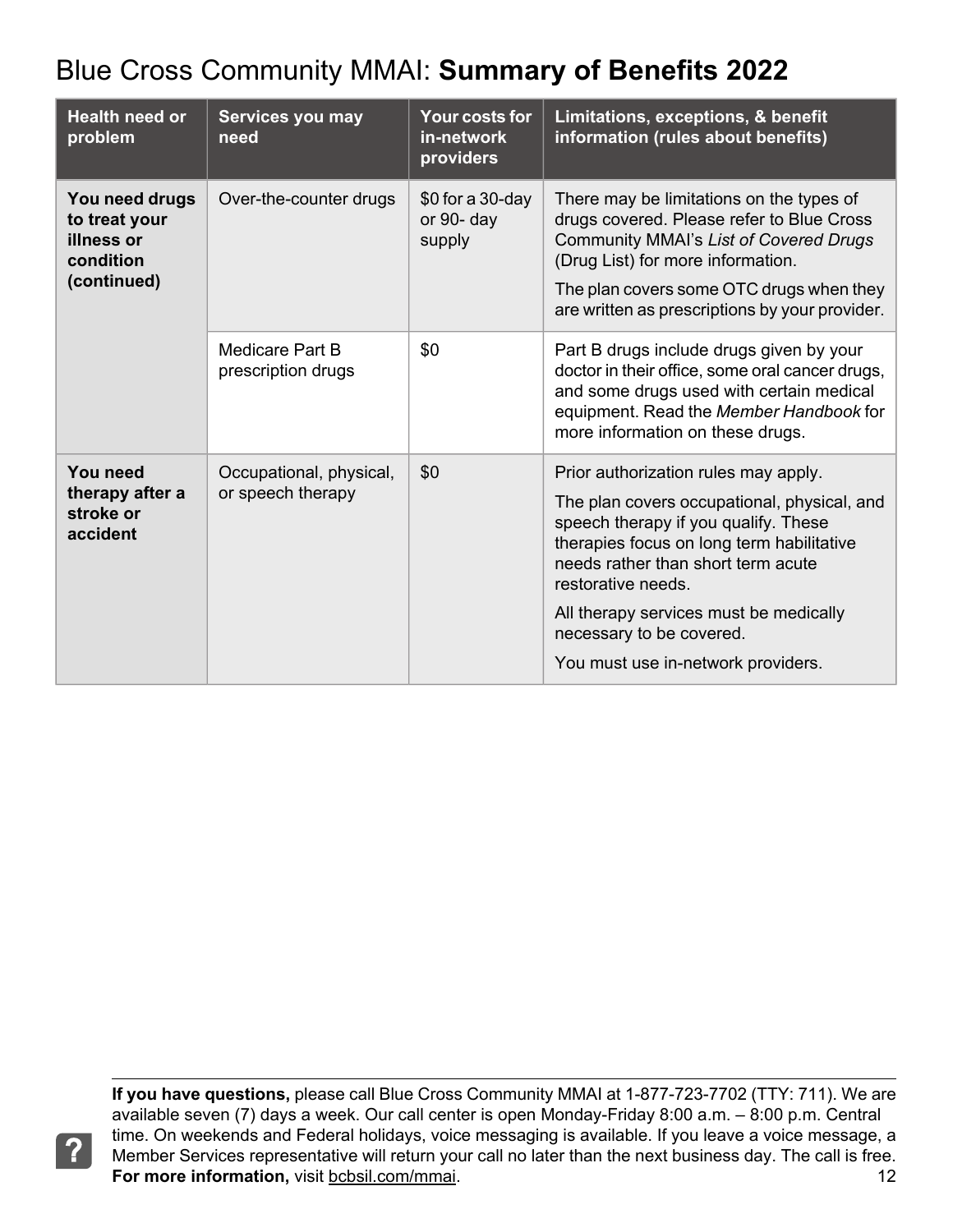# Blue Cross Community MMAI: **Summary of Benefits 2022**

| Health need or problem | Services you may need | Your costs for in-network providers | Limitations, exceptions, & benefit information (rules about benefits) |
|---|---|---|---|
| **You need drugs to treat your illness or condition (continued)** | Over-the-counter drugs | $0 for a 30-day or 90- day supply | There may be limitations on the types of drugs covered. Please refer to Blue Cross Community MMAI's *List of Covered Drugs* (Drug List) for more information.<br><br>The plan covers some OTC drugs when they are written as prescriptions by your provider. |
| | Medicare Part B prescription drugs | $0 | Part B drugs include drugs given by your doctor in their office, some oral cancer drugs, and some drugs used with certain medical equipment. Read the *Member Handbook* for more information on these drugs. |
| **You need therapy after a stroke or accident** | Occupational, physical, or speech therapy | $0 | Prior authorization rules may apply.<br><br>The plan covers occupational, physical, and speech therapy if you qualify. These therapies focus on long term habilitative needs rather than short term acute restorative needs.<br><br>All therapy services must be medically necessary to be covered.<br><br>You must use in-network providers. |

**If you have questions,** please call Blue Cross Community MMAI at 1-877-723-7702 (TTY: 711). We are available seven (7) days a week. Our call center is open Monday-Friday 8:00 a.m. – 8:00 p.m. Central time. On weekends and Federal holidays, voice messaging is available. If you leave a voice message, a Member Services representative will return your call no later than the next business day. The call is free. **For more information,** visit bcbsil.com/mmai.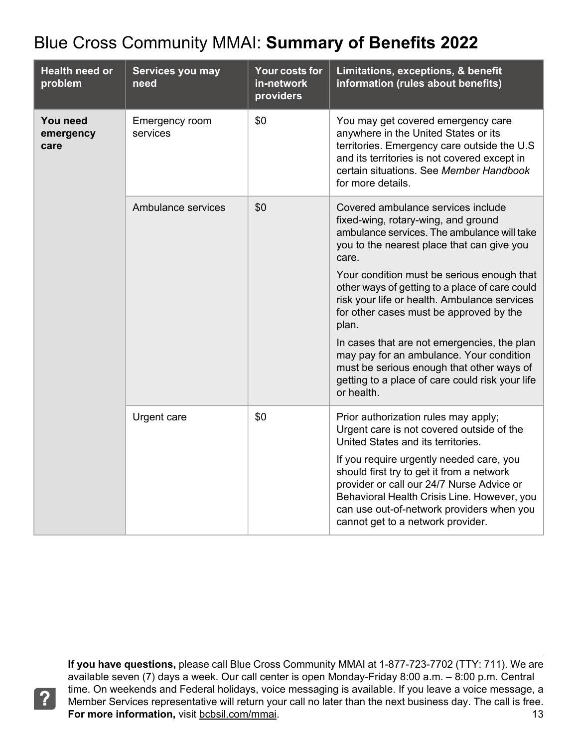# Blue Cross Community MMAI: **Summary of Benefits 2022**

| Health need or problem | Services you may need | Your costs for in-network providers | Limitations, exceptions, & benefit information (rules about benefits) |
|---|---|---|---|
| **You need emergency care** | Emergency room services | $0 | You may get covered emergency care anywhere in the United States or its territories. Emergency care outside the U.S and its territories is not covered except in certain situations. See *Member Handbook* for more details. |
| | Ambulance services | $0 | Covered ambulance services include fixed-wing, rotary-wing, and ground ambulance services. The ambulance will take you to the nearest place that can give you care.<br><br>Your condition must be serious enough that other ways of getting to a place of care could risk your life or health. Ambulance services for other cases must be approved by the plan.<br><br>In cases that are not emergencies, the plan may pay for an ambulance. Your condition must be serious enough that other ways of getting to a place of care could risk your life or health. |
| | Urgent care | $0 | Prior authorization rules may apply; Urgent care is not covered outside of the United States and its territories.<br><br>If you require urgently needed care, you should first try to get it from a network provider or call our 24/7 Nurse Advice or Behavioral Health Crisis Line. However, you can use out-of-network providers when you cannot get to a network provider. |

**If you have questions,** please call Blue Cross Community MMAI at 1-877-723-7702 (TTY: 711). We are available seven (7) days a week. Our call center is open Monday-Friday 8:00 a.m. – 8:00 p.m. Central time. On weekends and Federal holidays, voice messaging is available. If you leave a voice message, a Member Services representative will return your call no later than the next business day. The call is free. **For more information,** visit bcbsil.com/mmai.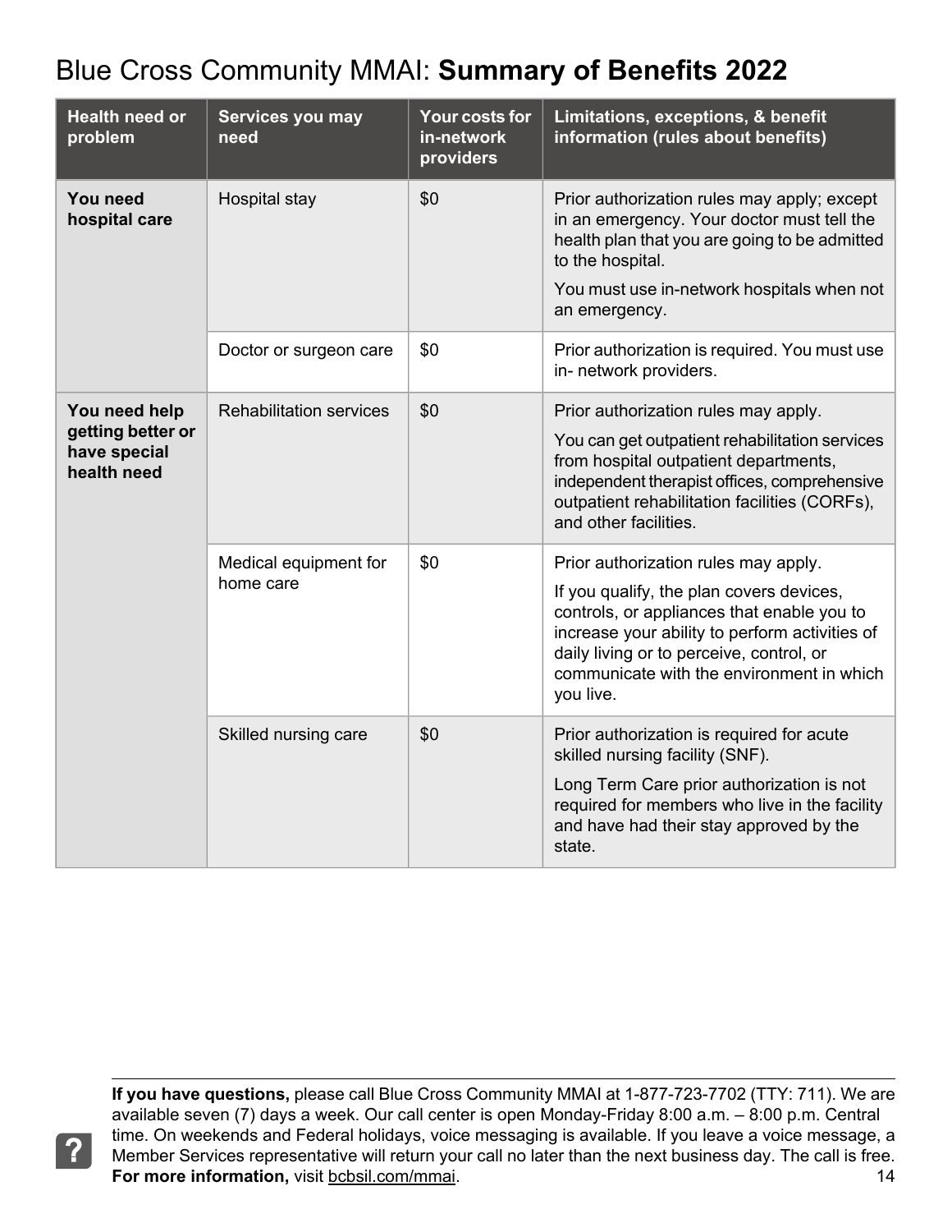# Blue Cross Community MMAI: **Summary of Benefits 2022**

| Health need or problem | Services you may need | Your costs for in-network providers | Limitations, exceptions, & benefit information (rules about benefits) |
|---|---|---|---|
| **You need hospital care** | Hospital stay | $0 | Prior authorization rules may apply; except in an emergency. Your doctor must tell the health plan that you are going to be admitted to the hospital.<br><br>You must use in-network hospitals when not an emergency. |
| | Doctor or surgeon care | $0 | Prior authorization is required. You must use in- network providers. |
| **You need help getting better or have special health need** | Rehabilitation services | $0 | Prior authorization rules may apply.<br><br>You can get outpatient rehabilitation services from hospital outpatient departments, independent therapist offices, comprehensive outpatient rehabilitation facilities (CORFs), and other facilities. |
| | Medical equipment for home care | $0 | Prior authorization rules may apply.<br><br>If you qualify, the plan covers devices, controls, or appliances that enable you to increase your ability to perform activities of daily living or to perceive, control, or communicate with the environment in which you live. |
| | Skilled nursing care | $0 | Prior authorization is required for acute skilled nursing facility (SNF).<br><br>Long Term Care prior authorization is not required for members who live in the facility and have had their stay approved by the state. |

**If you have questions,** please call Blue Cross Community MMAI at 1-877-723-7702 (TTY: 711). We are available seven (7) days a week. Our call center is open Monday-Friday 8:00 a.m. – 8:00 p.m. Central time. On weekends and Federal holidays, voice messaging is available. If you leave a voice message, a Member Services representative will return your call no later than the next business day. The call is free. **For more information,** visit bcbsil.com/mmai.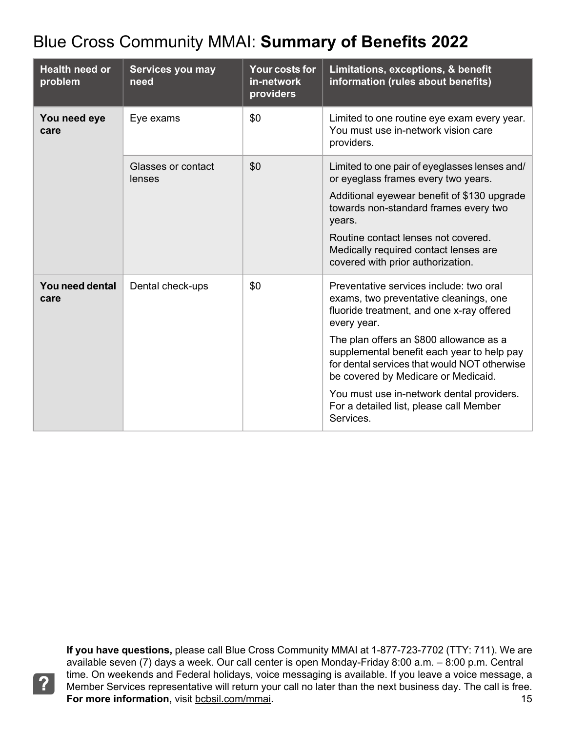# Blue Cross Community MMAI: **Summary of Benefits 2022**

| Health need or problem | Services you may need | Your costs for in-network providers | Limitations, exceptions, & benefit information (rules about benefits) |
|---|---|---|---|
| **You need eye care** | Eye exams | $0 | Limited to one routine eye exam every year. You must use in-network vision care providers. |
| | Glasses or contact lenses | $0 | Limited to one pair of eyeglasses lenses and/ or eyeglass frames every two years.<br><br>Additional eyewear benefit of $130 upgrade towards non-standard frames every two years.<br><br>Routine contact lenses not covered. Medically required contact lenses are covered with prior authorization. |
| **You need dental care** | Dental check-ups | $0 | Preventative services include: two oral exams, two preventative cleanings, one fluoride treatment, and one x-ray offered every year.<br><br>The plan offers an $800 allowance as a supplemental benefit each year to help pay for dental services that would NOT otherwise be covered by Medicare or Medicaid.<br><br>You must use in-network dental providers. For a detailed list, please call Member Services. |

**If you have questions,** please call Blue Cross Community MMAI at 1-877-723-7702 (TTY: 711). We are available seven (7) days a week. Our call center is open Monday-Friday 8:00 a.m. – 8:00 p.m. Central time. On weekends and Federal holidays, voice messaging is available. If you leave a voice message, a Member Services representative will return your call no later than the next business day. The call is free. **For more information,** visit bcbsil.com/mmai.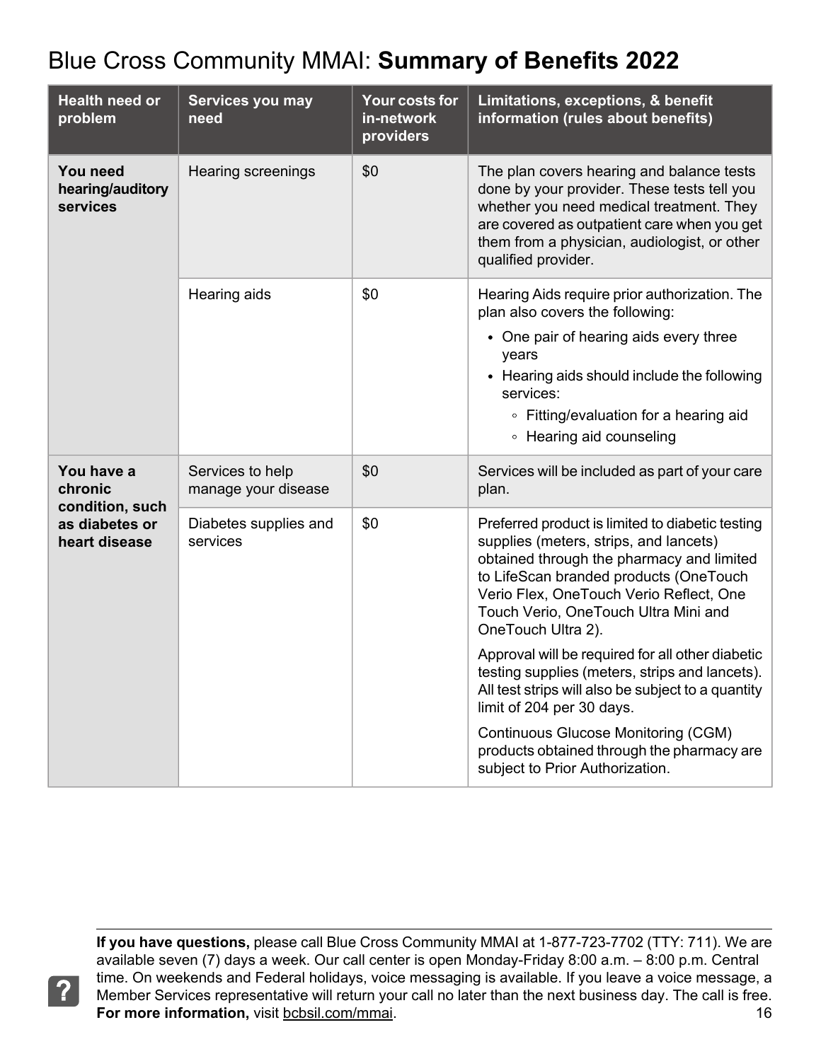# Blue Cross Community MMAI: **Summary of Benefits 2022**

| Health need or problem | Services you may need | Your costs for in-network providers | Limitations, exceptions, & benefit information (rules about benefits) |
|---|---|---|---|
| **You need hearing/auditory services** | Hearing screenings | $0 | The plan covers hearing and balance tests done by your provider. These tests tell you whether you need medical treatment. They are covered as outpatient care when you get them from a physician, audiologist, or other qualified provider. |
| | Hearing aids | $0 | Hearing Aids require prior authorization. The plan also covers the following:<br>• One pair of hearing aids every three years<br>• Hearing aids should include the following services:<br>◦ Fitting/evaluation for a hearing aid<br>◦ Hearing aid counseling |
| **You have a chronic condition, such as diabetes or heart disease** | Services to help manage your disease | $0 | Services will be included as part of your care plan. |
| | Diabetes supplies and services | $0 | Preferred product is limited to diabetic testing supplies (meters, strips, and lancets) obtained through the pharmacy and limited to LifeScan branded products (OneTouch Verio Flex, OneTouch Verio Reflect, One Touch Verio, OneTouch Ultra Mini and OneTouch Ultra 2).<br><br>Approval will be required for all other diabetic testing supplies (meters, strips and lancets). All test strips will also be subject to a quantity limit of 204 per 30 days.<br><br>Continuous Glucose Monitoring (CGM) products obtained through the pharmacy are subject to Prior Authorization. |

**If you have questions,** please call Blue Cross Community MMAI at 1-877-723-7702 (TTY: 711). We are available seven (7) days a week. Our call center is open Monday-Friday 8:00 a.m. – 8:00 p.m. Central time. On weekends and Federal holidays, voice messaging is available. If you leave a voice message, a Member Services representative will return your call no later than the next business day. The call is free. **For more information,** visit bcbsil.com/mmai.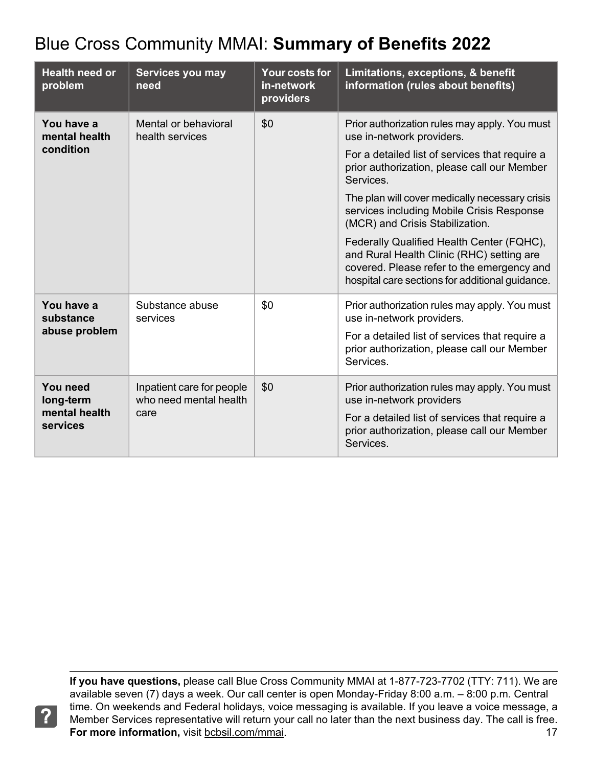# Blue Cross Community MMAI: **Summary of Benefits 2022**

| Health need or problem | Services you may need | Your costs for in-network providers | Limitations, exceptions, & benefit information (rules about benefits) |
|---|---|---|---|
| **You have a mental health condition** | Mental or behavioral health services | $0 | Prior authorization rules may apply. You must use in-network providers.<br><br>For a detailed list of services that require a prior authorization, please call our Member Services.<br><br>The plan will cover medically necessary crisis services including Mobile Crisis Response (MCR) and Crisis Stabilization.<br><br>Federally Qualified Health Center (FQHC), and Rural Health Clinic (RHC) setting are covered. Please refer to the emergency and hospital care sections for additional guidance. |
| **You have a substance abuse problem** | Substance abuse services | $0 | Prior authorization rules may apply. You must use in-network providers.<br><br>For a detailed list of services that require a prior authorization, please call our Member Services. |
| **You need long-term mental health services** | Inpatient care for people who need mental health care | $0 | Prior authorization rules may apply. You must use in-network providers<br><br>For a detailed list of services that require a prior authorization, please call our Member Services. |

**If you have questions,** please call Blue Cross Community MMAI at 1-877-723-7702 (TTY: 711). We are available seven (7) days a week. Our call center is open Monday-Friday 8:00 a.m. – 8:00 p.m. Central time. On weekends and Federal holidays, voice messaging is available. If you leave a voice message, a Member Services representative will return your call no later than the next business day. The call is free. **For more information,** visit bcbsil.com/mmai.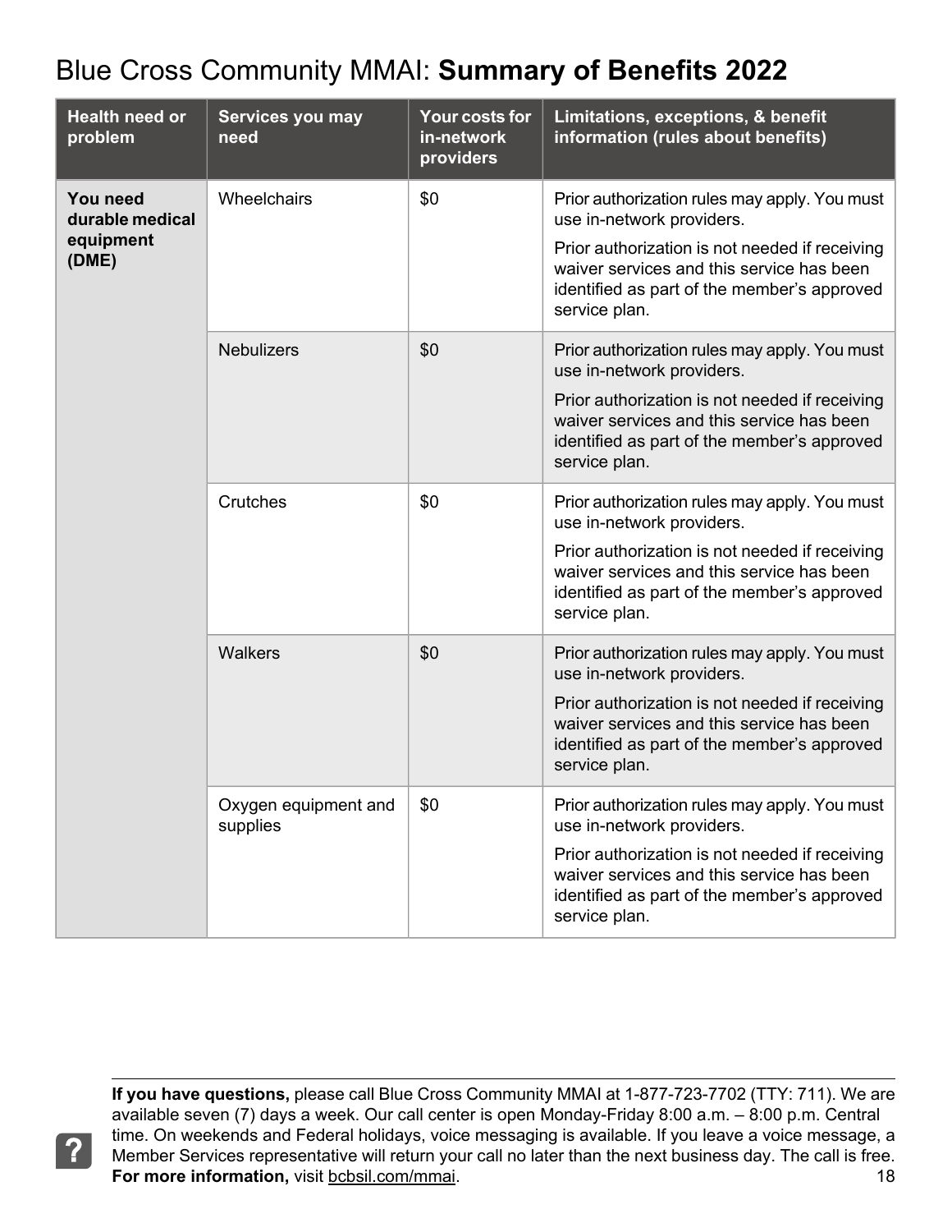# Blue Cross Community MMAI: **Summary of Benefits 2022**

| Health need or problem | Services you may need | Your costs for in-network providers | Limitations, exceptions, & benefit information (rules about benefits) |
|---|---|---|---|
| **You need durable medical equipment (DME)** | Wheelchairs | $0 | Prior authorization rules may apply. You must use in-network providers.<br><br>Prior authorization is not needed if receiving waiver services and this service has been identified as part of the member's approved service plan. |
| | Nebulizers | $0 | Prior authorization rules may apply. You must use in-network providers.<br><br>Prior authorization is not needed if receiving waiver services and this service has been identified as part of the member's approved service plan. |
| | Crutches | $0 | Prior authorization rules may apply. You must use in-network providers.<br><br>Prior authorization is not needed if receiving waiver services and this service has been identified as part of the member's approved service plan. |
| | Walkers | $0 | Prior authorization rules may apply. You must use in-network providers.<br><br>Prior authorization is not needed if receiving waiver services and this service has been identified as part of the member's approved service plan. |
| | Oxygen equipment and supplies | $0 | Prior authorization rules may apply. You must use in-network providers.<br><br>Prior authorization is not needed if receiving waiver services and this service has been identified as part of the member's approved service plan. |

**If you have questions,** please call Blue Cross Community MMAI at 1-877-723-7702 (TTY: 711). We are available seven (7) days a week. Our call center is open Monday-Friday 8:00 a.m. – 8:00 p.m. Central time. On weekends and Federal holidays, voice messaging is available. If you leave a voice message, a Member Services representative will return your call no later than the next business day. The call is free. **For more information,** visit bcbsil.com/mmai.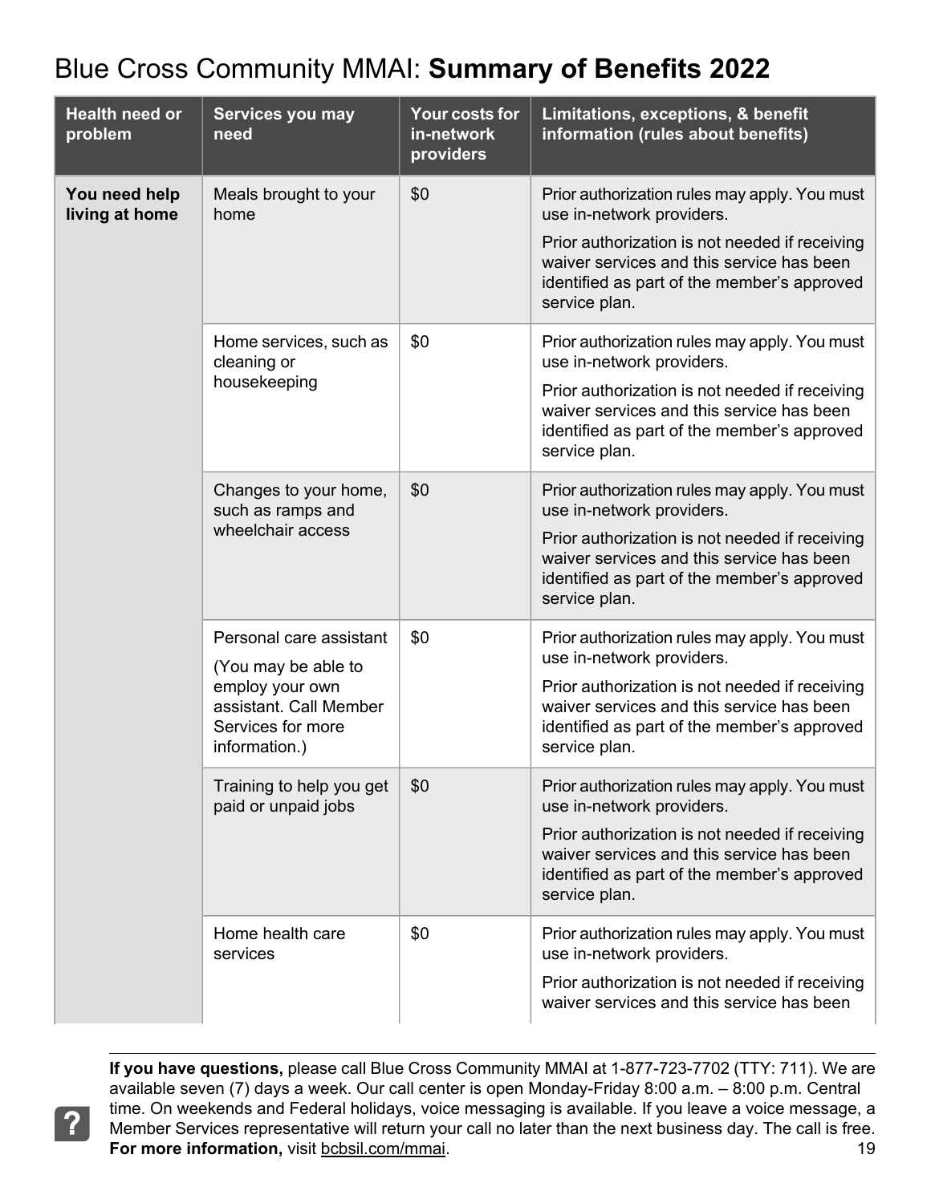# Blue Cross Community MMAI: **Summary of Benefits 2022**

| Health need or problem | Services you may need | Your costs for in-network providers | Limitations, exceptions, & benefit information (rules about benefits) |
|---|---|---|---|
| **You need help living at home** | Meals brought to your home | $0 | Prior authorization rules may apply. You must use in-network providers.<br><br>Prior authorization is not needed if receiving waiver services and this service has been identified as part of the member's approved service plan. |
| | Home services, such as cleaning or housekeeping | $0 | Prior authorization rules may apply. You must use in-network providers.<br><br>Prior authorization is not needed if receiving waiver services and this service has been identified as part of the member's approved service plan. |
| | Changes to your home, such as ramps and wheelchair access | $0 | Prior authorization rules may apply. You must use in-network providers.<br><br>Prior authorization is not needed if receiving waiver services and this service has been identified as part of the member's approved service plan. |
| | Personal care assistant<br><br>(You may be able to employ your own assistant. Call Member Services for more information.) | $0 | Prior authorization rules may apply. You must use in-network providers.<br><br>Prior authorization is not needed if receiving waiver services and this service has been identified as part of the member's approved service plan. |
| | Training to help you get paid or unpaid jobs | $0 | Prior authorization rules may apply. You must use in-network providers.<br><br>Prior authorization is not needed if receiving waiver services and this service has been identified as part of the member's approved service plan. |
| | Home health care services | $0 | Prior authorization rules may apply. You must use in-network providers.<br><br>Prior authorization is not needed if receiving waiver services and this service has been |

**If you have questions,** please call Blue Cross Community MMAI at 1-877-723-7702 (TTY: 711). We are available seven (7) days a week. Our call center is open Monday-Friday 8:00 a.m. – 8:00 p.m. Central time. On weekends and Federal holidays, voice messaging is available. If you leave a voice message, a Member Services representative will return your call no later than the next business day. The call is free. **For more information,** visit bcbsil.com/mmai.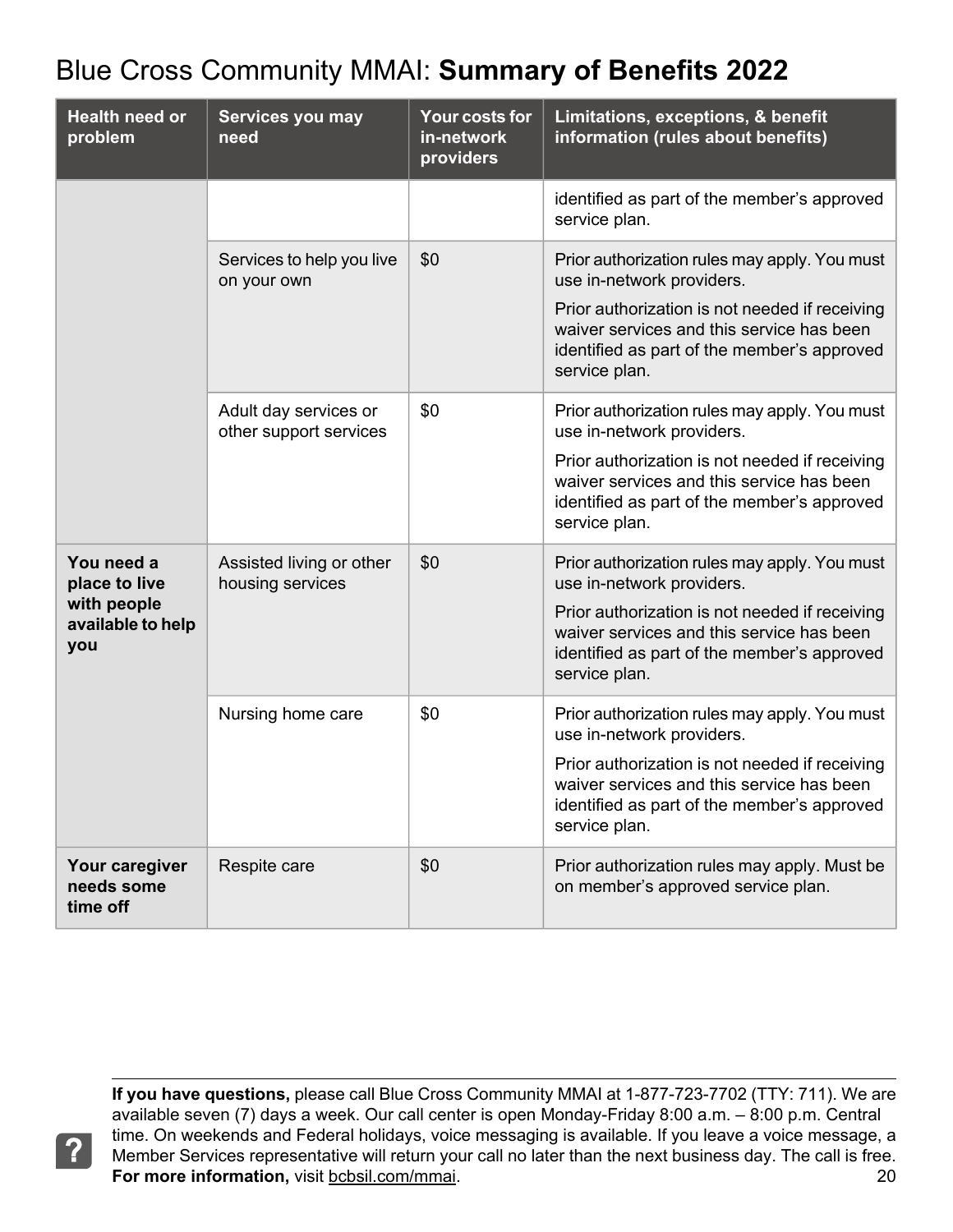# Blue Cross Community MMAI: **Summary of Benefits 2022**

| Health need or problem | Services you may need | Your costs for in-network providers | Limitations, exceptions, & benefit information (rules about benefits) |
|---|---|---|---|
| | | | identified as part of the member's approved service plan. |
| | Services to help you live on your own | $0 | Prior authorization rules may apply. You must use in-network providers.<br><br>Prior authorization is not needed if receiving waiver services and this service has been identified as part of the member's approved service plan. |
| | Adult day services or other support services | $0 | Prior authorization rules may apply. You must use in-network providers.<br><br>Prior authorization is not needed if receiving waiver services and this service has been identified as part of the member's approved service plan. |
| **You need a place to live with people available to help you** | Assisted living or other housing services | $0 | Prior authorization rules may apply. You must use in-network providers.<br><br>Prior authorization is not needed if receiving waiver services and this service has been identified as part of the member's approved service plan. |
| | Nursing home care | $0 | Prior authorization rules may apply. You must use in-network providers.<br><br>Prior authorization is not needed if receiving waiver services and this service has been identified as part of the member's approved service plan. |
| **Your caregiver needs some time off** | Respite care | $0 | Prior authorization rules may apply. Must be on member's approved service plan. |

**If you have questions,** please call Blue Cross Community MMAI at 1-877-723-7702 (TTY: 711). We are available seven (7) days a week. Our call center is open Monday-Friday 8:00 a.m. – 8:00 p.m. Central time. On weekends and Federal holidays, voice messaging is available. If you leave a voice message, a Member Services representative will return your call no later than the next business day. The call is free. **For more information,** visit bcbsil.com/mmai.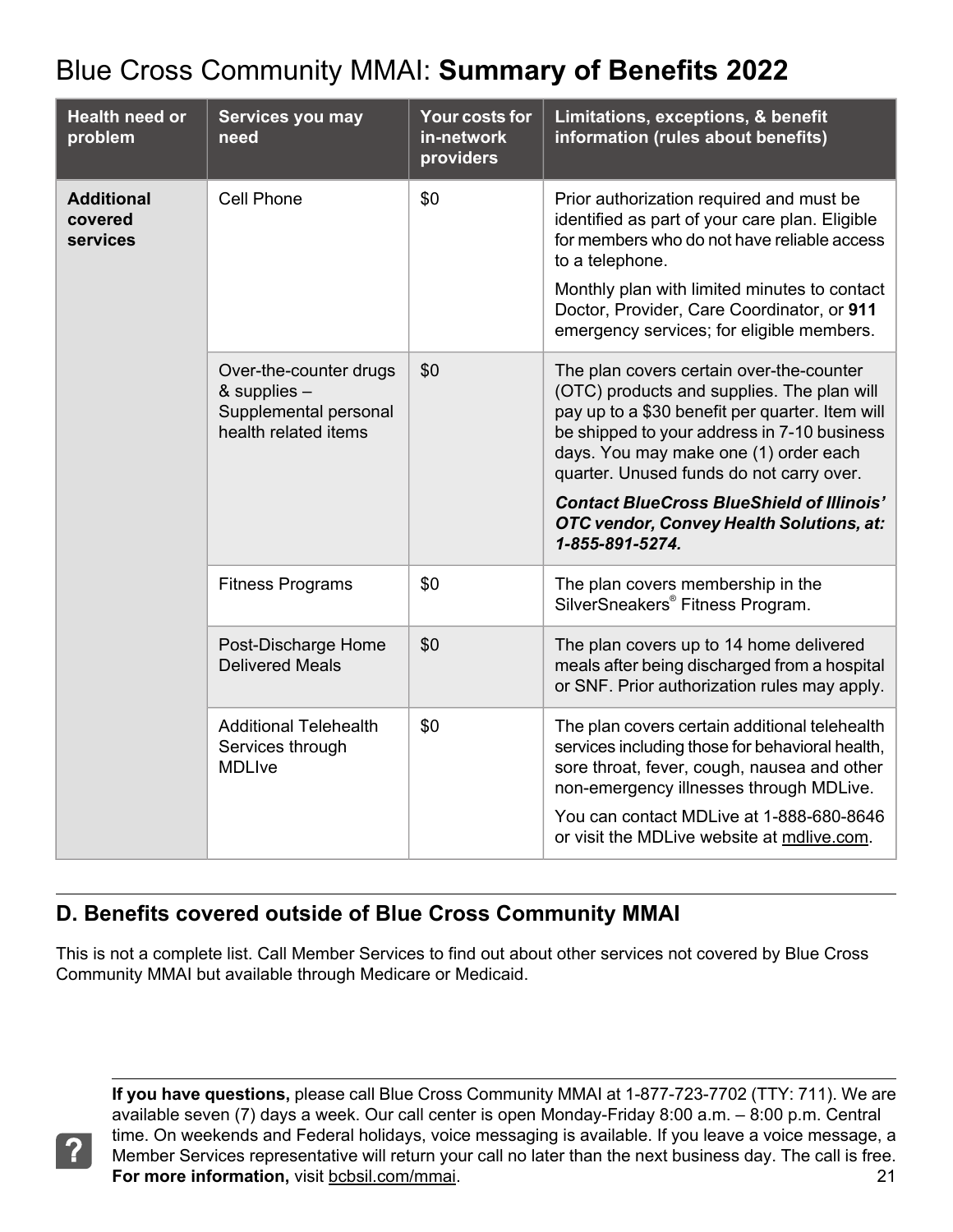# Blue Cross Community MMAI: **Summary of Benefits 2022**

| Health need or problem | Services you may need | Your costs for in-network providers | Limitations, exceptions, & benefit information (rules about benefits) |
|---|---|---|---|
| **Additional covered services** | Cell Phone | $0 | Prior authorization required and must be identified as part of your care plan. Eligible for members who do not have reliable access to a telephone.<br><br>Monthly plan with limited minutes to contact Doctor, Provider, Care Coordinator, or **911** emergency services; for eligible members. |
| | Over-the-counter drugs & supplies – Supplemental personal health related items | $0 | The plan covers certain over-the-counter (OTC) products and supplies. The plan will pay up to a $30 benefit per quarter. Item will be shipped to your address in 7-10 business days. You may make one (1) order each quarter. Unused funds do not carry over.<br><br>***Contact BlueCross BlueShield of Illinois' OTC vendor, Convey Health Solutions, at: 1-855-891-5274.*** |
| | Fitness Programs | $0 | The plan covers membership in the SilverSneakers® Fitness Program. |
| | Post-Discharge Home Delivered Meals | $0 | The plan covers up to 14 home delivered meals after being discharged from a hospital or SNF. Prior authorization rules may apply. |
| | Additional Telehealth Services through MDLIve | $0 | The plan covers certain additional telehealth services including those for behavioral health, sore throat, fever, cough, nausea and other non-emergency illnesses through MDLive.<br><br>You can contact MDLive at 1-888-680-8646 or visit the MDLive website at mdlive.com. |

## D. Benefits covered outside of Blue Cross Community MMAI

This is not a complete list. Call Member Services to find out about other services not covered by Blue Cross Community MMAI but available through Medicare or Medicaid.

**If you have questions,** please call Blue Cross Community MMAI at 1-877-723-7702 (TTY: 711). We are available seven (7) days a week. Our call center is open Monday-Friday 8:00 a.m. – 8:00 p.m. Central time. On weekends and Federal holidays, voice messaging is available. If you leave a voice message, a Member Services representative will return your call no later than the next business day. The call is free. **For more information,** visit bcbsil.com/mmai.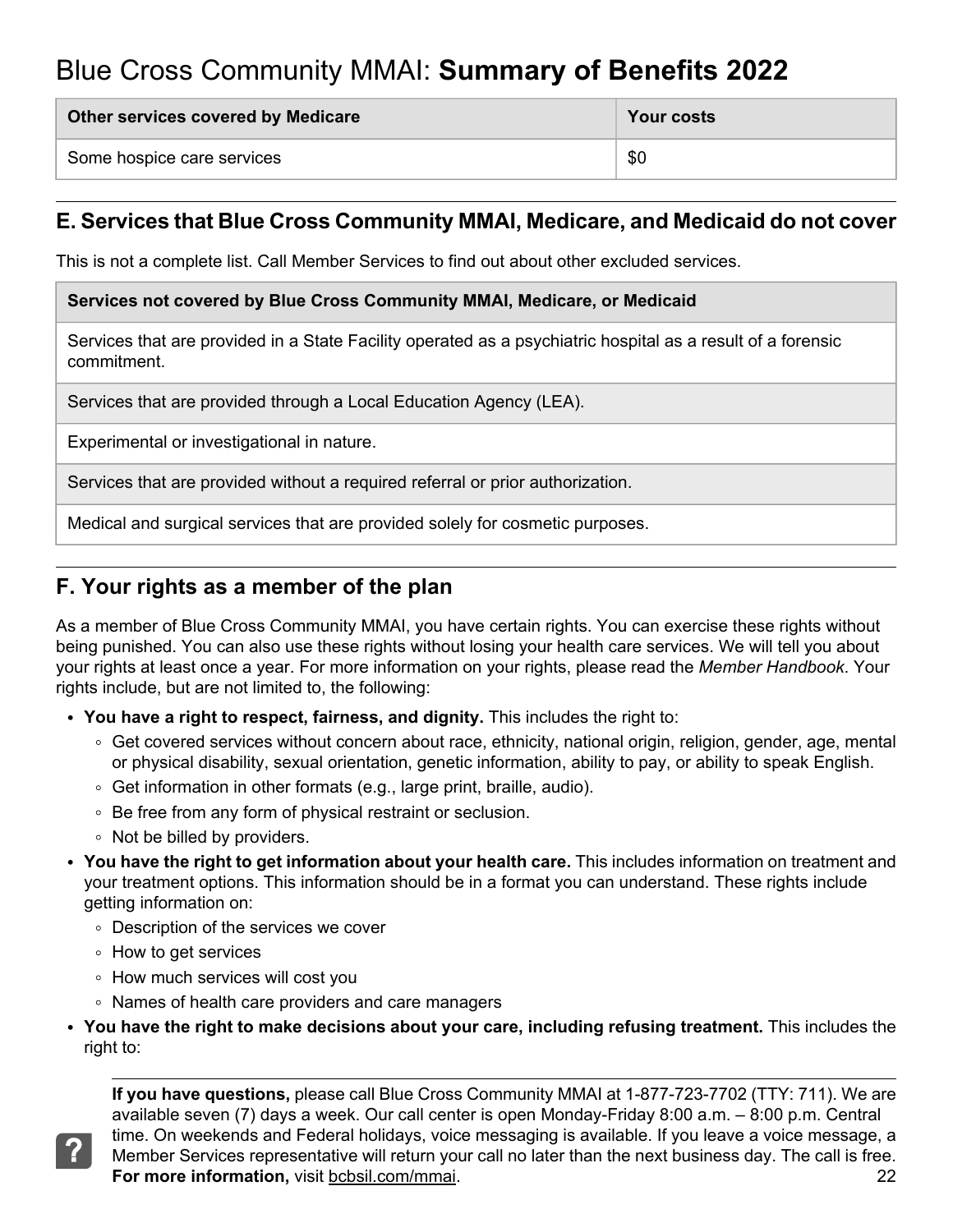| Other services covered by Medicare | Your costs |
|---|---|
| Some hospice care services | $0 |

## E. Services that Blue Cross Community MMAI, Medicare, and Medicaid do not cover

This is not a complete list. Call Member Services to find out about other excluded services.

| Services not covered by Blue Cross Community MMAI, Medicare, or Medicaid |
|---|
| Services that are provided in a State Facility operated as a psychiatric hospital as a result of a forensic commitment. |
| Services that are provided through a Local Education Agency (LEA). |
| Experimental or investigational in nature. |
| Services that are provided without a required referral or prior authorization. |
| Medical and surgical services that are provided solely for cosmetic purposes. |

## F. Your rights as a member of the plan

As a member of Blue Cross Community MMAI, you have certain rights. You can exercise these rights without being punished. You can also use these rights without losing your health care services. We will tell you about your rights at least once a year. For more information on your rights, please read the *Member Handbook*. Your rights include, but are not limited to, the following:

- **You have a right to respect, fairness, and dignity.** This includes the right to:
  - Get covered services without concern about race, ethnicity, national origin, religion, gender, age, mental or physical disability, sexual orientation, genetic information, ability to pay, or ability to speak English.
  - Get information in other formats (e.g., large print, braille, audio).
  - Be free from any form of physical restraint or seclusion.
  - Not be billed by providers.
- **You have the right to get information about your health care.** This includes information on treatment and your treatment options. This information should be in a format you can understand. These rights include getting information on:
  - Description of the services we cover
  - How to get services
  - How much services will cost you
  - Names of health care providers and care managers
- **You have the right to make decisions about your care, including refusing treatment.** This includes the right to:

**If you have questions,** please call Blue Cross Community MMAI at 1-877-723-7702 (TTY: 711). We are available seven (7) days a week. Our call center is open Monday-Friday 8:00 a.m. – 8:00 p.m. Central time. On weekends and Federal holidays, voice messaging is available. If you leave a voice message, a Member Services representative will return your call no later than the next business day. The call is free. **For more information,** visit bcbsil.com/mmai.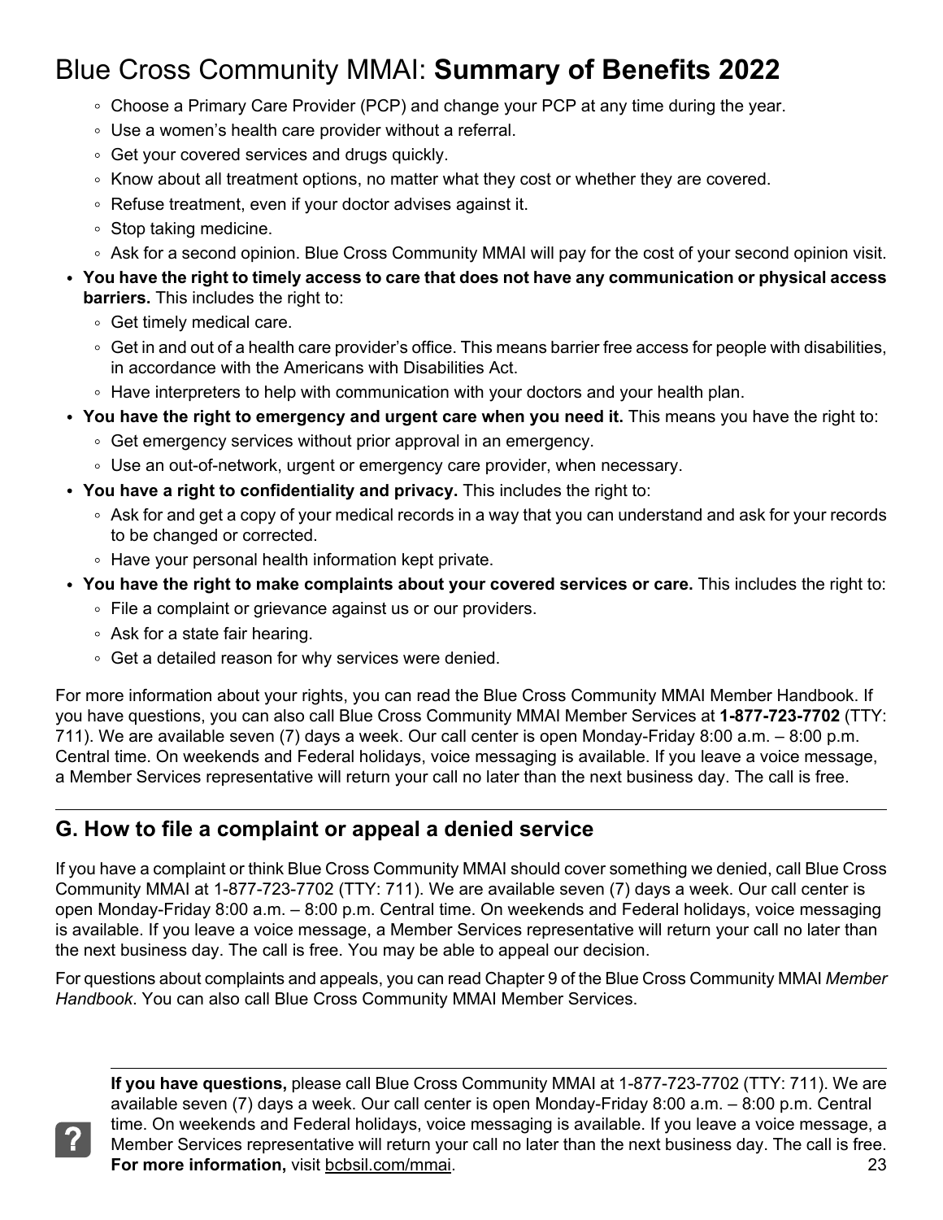- Choose a Primary Care Provider (PCP) and change your PCP at any time during the year.
    - Use a women's health care provider without a referral.
    - Get your covered services and drugs quickly.
    - Know about all treatment options, no matter what they cost or whether they are covered.
    - Refuse treatment, even if your doctor advises against it.
    - Stop taking medicine.
    - Ask for a second opinion. Blue Cross Community MMAI will pay for the cost of your second opinion visit.
- **You have the right to timely access to care that does not have any communication or physical access barriers.** This includes the right to:
    - Get timely medical care.
    - Get in and out of a health care provider's office. This means barrier free access for people with disabilities, in accordance with the Americans with Disabilities Act.
    - Have interpreters to help with communication with your doctors and your health plan.
- **You have the right to emergency and urgent care when you need it.** This means you have the right to:
    - Get emergency services without prior approval in an emergency.
    - Use an out-of-network, urgent or emergency care provider, when necessary.
- **You have a right to confidentiality and privacy.** This includes the right to:
    - Ask for and get a copy of your medical records in a way that you can understand and ask for your records to be changed or corrected.
    - Have your personal health information kept private.
- **You have the right to make complaints about your covered services or care.** This includes the right to:
    - File a complaint or grievance against us or our providers.
    - Ask for a state fair hearing.
    - Get a detailed reason for why services were denied.

For more information about your rights, you can read the Blue Cross Community MMAI Member Handbook. If you have questions, you can also call Blue Cross Community MMAI Member Services at **1-877-723-7702** (TTY: 711). We are available seven (7) days a week. Our call center is open Monday-Friday 8:00 a.m. – 8:00 p.m. Central time. On weekends and Federal holidays, voice messaging is available. If you leave a voice message, a Member Services representative will return your call no later than the next business day. The call is free.

## G. How to file a complaint or appeal a denied service

If you have a complaint or think Blue Cross Community MMAI should cover something we denied, call Blue Cross Community MMAI at 1-877-723-7702 (TTY: 711). We are available seven (7) days a week. Our call center is open Monday-Friday 8:00 a.m. – 8:00 p.m. Central time. On weekends and Federal holidays, voice messaging is available. If you leave a voice message, a Member Services representative will return your call no later than the next business day. The call is free. You may be able to appeal our decision.

For questions about complaints and appeals, you can read Chapter 9 of the Blue Cross Community MMAI *Member Handbook*. You can also call Blue Cross Community MMAI Member Services.

**If you have questions,** please call Blue Cross Community MMAI at 1-877-723-7702 (TTY: 711). We are available seven (7) days a week. Our call center is open Monday-Friday 8:00 a.m. – 8:00 p.m. Central time. On weekends and Federal holidays, voice messaging is available. If you leave a voice message, a Member Services representative will return your call no later than the next business day. The call is free. **For more information,** visit bcbsil.com/mmai.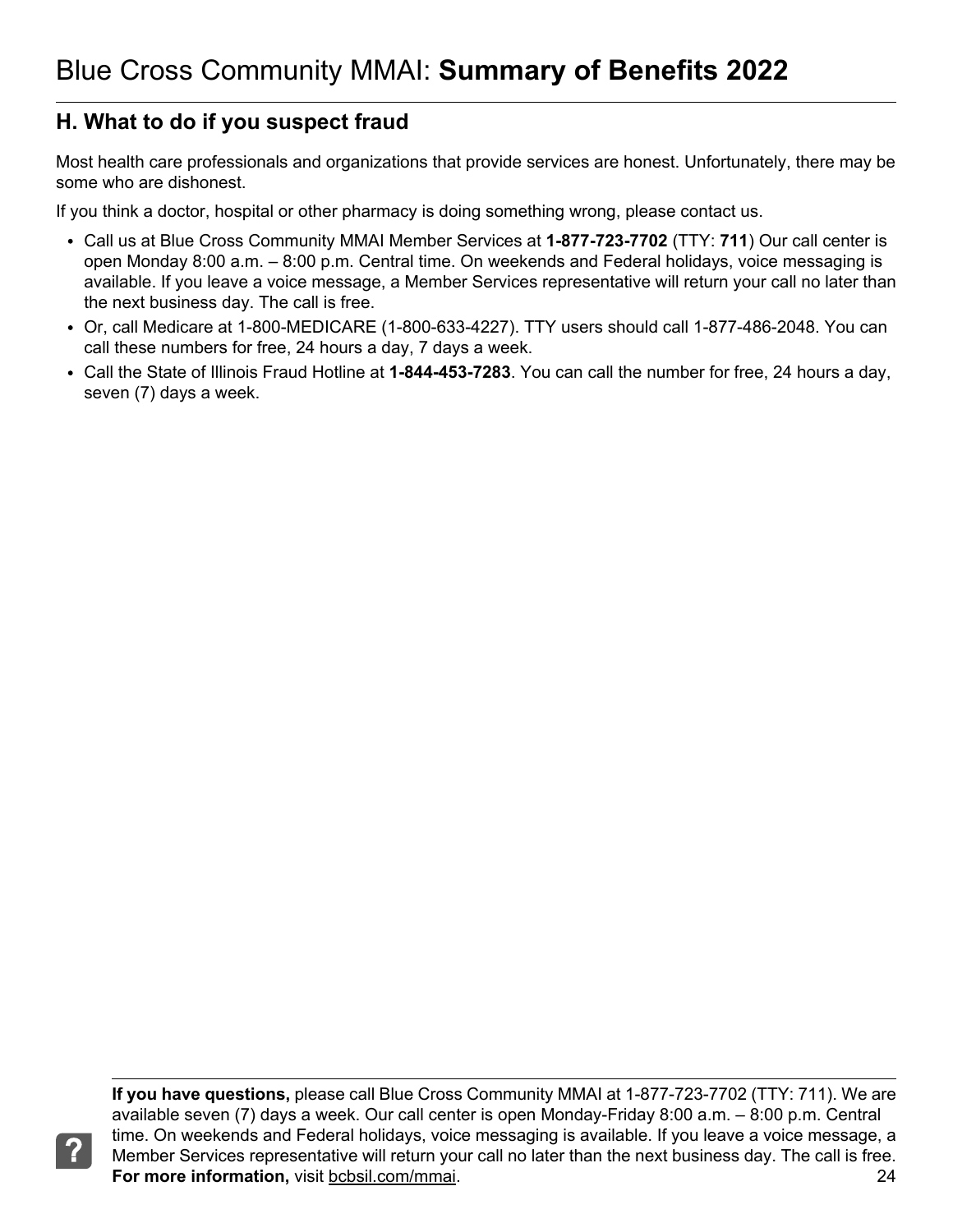## H. What to do if you suspect fraud

Most health care professionals and organizations that provide services are honest. Unfortunately, there may be some who are dishonest.

If you think a doctor, hospital or other pharmacy is doing something wrong, please contact us.

- Call us at Blue Cross Community MMAI Member Services at **1-877-723-7702** (TTY: **711**) Our call center is open Monday 8:00 a.m. – 8:00 p.m. Central time. On weekends and Federal holidays, voice messaging is available. If you leave a voice message, a Member Services representative will return your call no later than the next business day. The call is free.
- Or, call Medicare at 1-800-MEDICARE (1-800-633-4227). TTY users should call 1-877-486-2048. You can call these numbers for free, 24 hours a day, 7 days a week.
- Call the State of Illinois Fraud Hotline at **1-844-453-7283**. You can call the number for free, 24 hours a day, seven (7) days a week.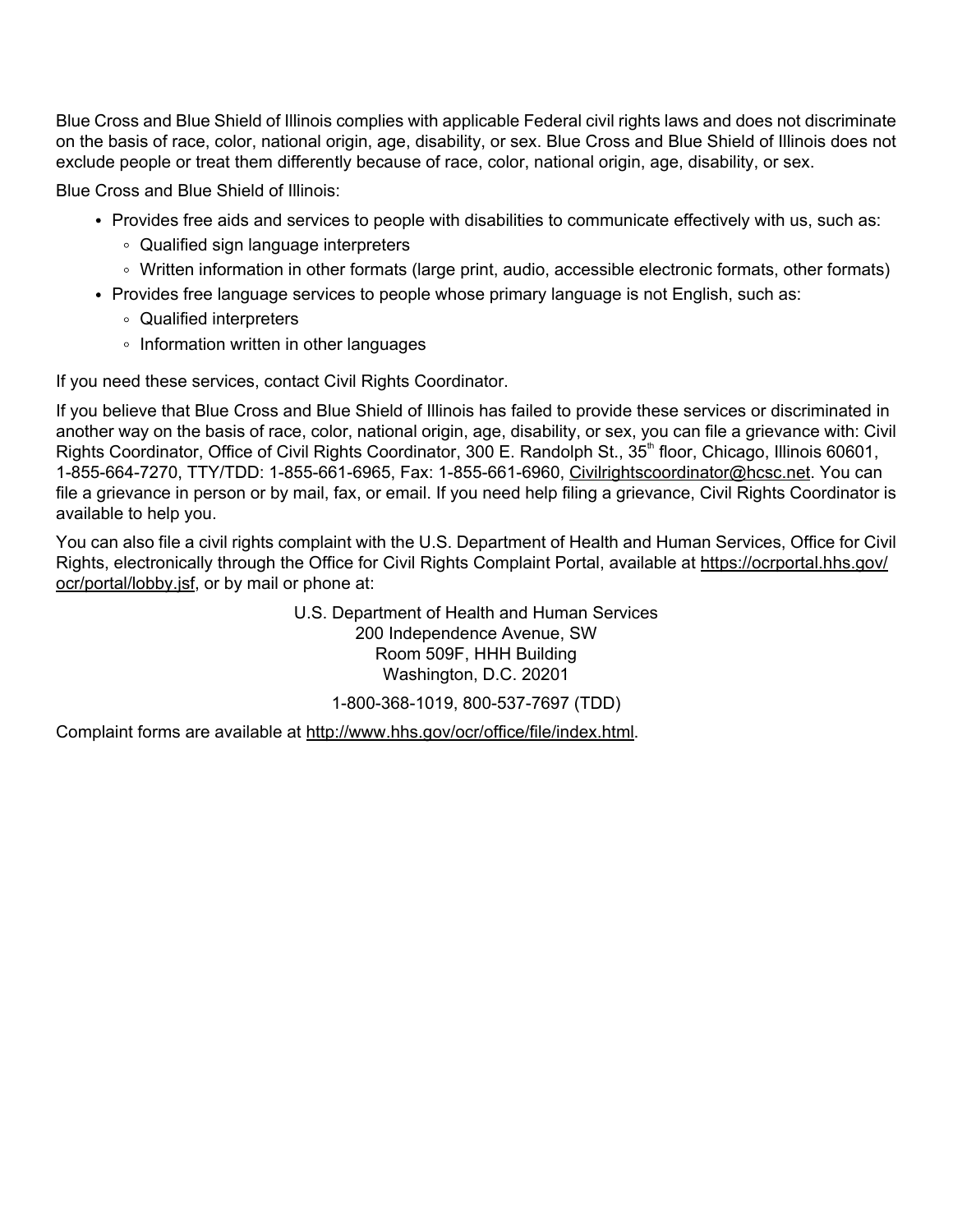Blue Cross and Blue Shield of Illinois complies with applicable Federal civil rights laws and does not discriminate on the basis of race, color, national origin, age, disability, or sex. Blue Cross and Blue Shield of Illinois does not exclude people or treat them differently because of race, color, national origin, age, disability, or sex.

Blue Cross and Blue Shield of Illinois:

- Provides free aids and services to people with disabilities to communicate effectively with us, such as:
  - Qualified sign language interpreters
  - Written information in other formats (large print, audio, accessible electronic formats, other formats)
- Provides free language services to people whose primary language is not English, such as:
  - Qualified interpreters
  - Information written in other languages

If you need these services, contact Civil Rights Coordinator.

If you believe that Blue Cross and Blue Shield of Illinois has failed to provide these services or discriminated in another way on the basis of race, color, national origin, age, disability, or sex, you can file a grievance with: Civil Rights Coordinator, Office of Civil Rights Coordinator, 300 E. Randolph St., 35th floor, Chicago, Illinois 60601, 1-855-664-7270, TTY/TDD: 1-855-661-6965, Fax: 1-855-661-6960, Civilrightscoordinator@hcsc.net. You can file a grievance in person or by mail, fax, or email. If you need help filing a grievance, Civil Rights Coordinator is available to help you.

You can also file a civil rights complaint with the U.S. Department of Health and Human Services, Office for Civil Rights, electronically through the Office for Civil Rights Complaint Portal, available at https://ocrportal.hhs.gov/ocr/portal/lobby.jsf, or by mail or phone at:

U.S. Department of Health and Human Services
200 Independence Avenue, SW
Room 509F, HHH Building
Washington, D.C. 20201

1-800-368-1019, 800-537-7697 (TDD)

Complaint forms are available at http://www.hhs.gov/ocr/office/file/index.html.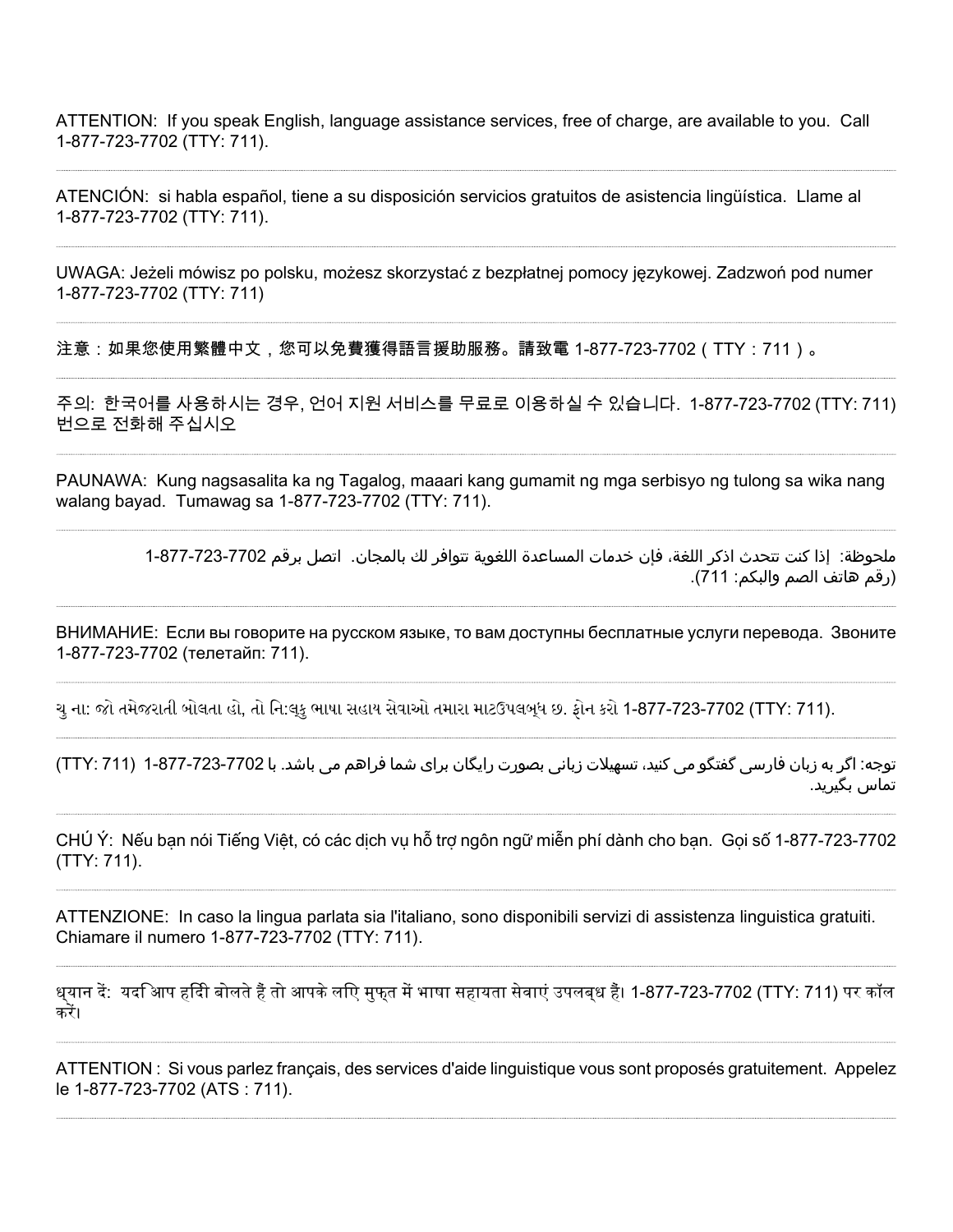ATTENTION: If you speak English, language assistance services, free of charge, are available to you. Call 1-877-723-7702 (TTY: 711).

---

ATENCIÓN: si habla español, tiene a su disposición servicios gratuitos de asistencia lingüística. Llame al 1-877-723-7702 (TTY: 711).

---

UWAGA: Jeżeli mówisz po polsku, możesz skorzystać z bezpłatnej pomocy językowej. Zadzwoń pod numer 1-877-723-7702 (TTY: 711)

---

注意：如果您使用繁體中文，您可以免費獲得語言援助服務。請致電 1-877-723-7702（TTY：711）。

---

주의: 한국어를 사용하시는 경우, 언어 지원 서비스를 무료로 이용하실 수 있습니다. 1-877-723-7702 (TTY: 711) 번으로 전화해 주십시오

---

PAUNAWA: Kung nagsasalita ka ng Tagalog, maaari kang gumamit ng mga serbisyo ng tulong sa wika nang walang bayad. Tumawag sa 1-877-723-7702 (TTY: 711).

---

ملحوظة: إذا كنت تتحدث اذكر اللغة، فإن خدمات المساعدة اللغوية تتوافر لك بالمجان. اتصل برقم 1-877-723-7702 (رقم هاتف الصم والبكم: 711).

---

ВНИМАНИЕ: Если вы говорите на русском языке, то вам доступны бесплатные услуги перевода. Звоните 1-877-723-7702 (телетайп: 711).

---

ચુ ના: જો તમેજરાતી બોલતા હો, તો નિ:લ્કુ ભાષા સહાય સેવાઓ તમારા માટઉપલબ્ધ છ. ફોન કરો 1-877-723-7702 (TTY: 711).

---

توجه: اگر به زبان فارسی گفتگو می کنید، تسهیلات زبانی بصورت رایگان برای شما فراهم می باشد. با 1-877-723-7702 (TTY: 711) تماس بگیرید.

---

CHÚ Ý: Nếu bạn nói Tiếng Việt, có các dịch vụ hỗ trợ ngôn ngữ miễn phí dành cho bạn. Gọi số 1-877-723-7702 (TTY: 711).

---

ATTENZIONE: In caso la lingua parlata sia l'italiano, sono disponibili servizi di assistenza linguistica gratuiti. Chiamare il numero 1-877-723-7702 (TTY: 711).

---

ध्यान दें: यदि आप हिंदी बोलते हैं तो आपके लिए मुफ्त में भाषा सहायता सेवाएं उपलब्ध हैं। 1-877-723-7702 (TTY: 711) पर कॉल करें।

---

ATTENTION : Si vous parlez français, des services d'aide linguistique vous sont proposés gratuitement. Appelez le 1-877-723-7702 (ATS : 711).

---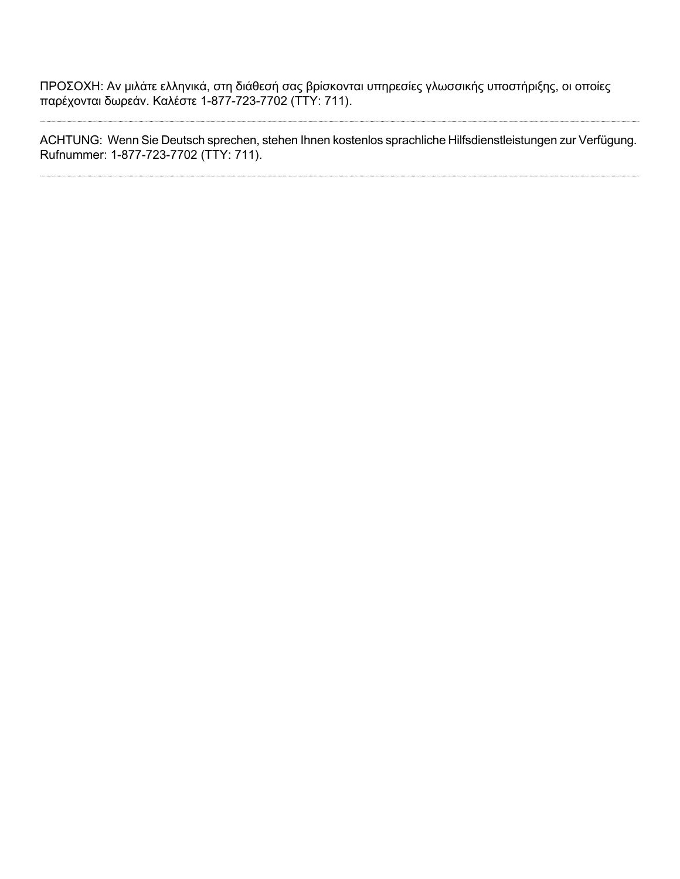ΠΡΟΣΟΧΗ: Αν μιλάτε ελληνικά, στη διάθεσή σας βρίσκονται υπηρεσίες γλωσσικής υποστήριξης, οι οποίες παρέχονται δωρεάν. Καλέστε 1-877-723-7702 (TTY: 711).

---

ACHTUNG: Wenn Sie Deutsch sprechen, stehen Ihnen kostenlos sprachliche Hilfsdienstleistungen zur Verfügung. Rufnummer: 1-877-723-7702 (TTY: 711).

---